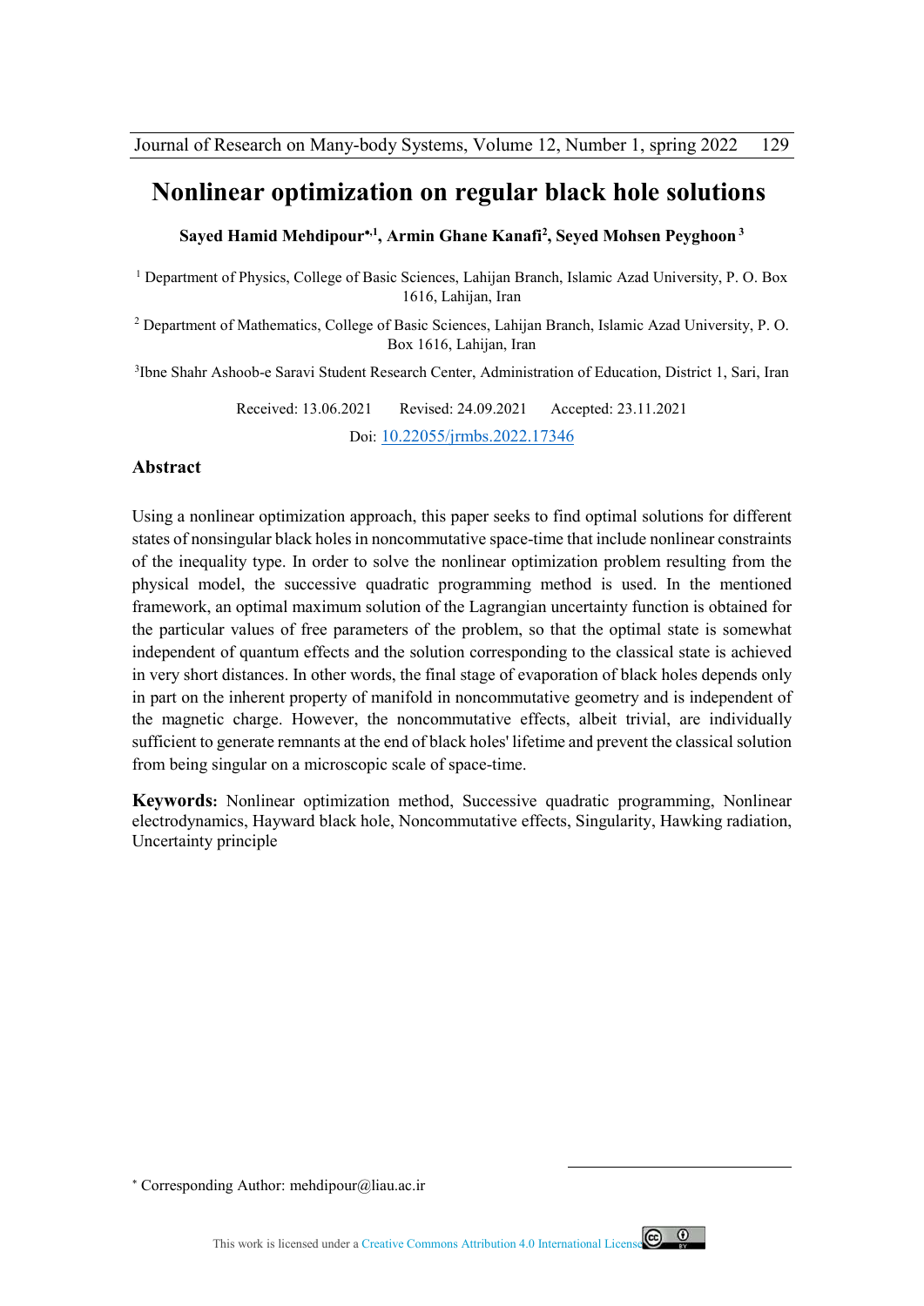# Nonlinear optimization on regular black hole solutions

**Sayed Hamid Mehdipour*[,1], Armin Ghane Kanafi[2], Seyed Mohsen Peyghoon[3]**

[1] Department of Physics, College of Basic Sciences, Lahijan Branch, Islamic Azad University, P. O. Box 1616, Lahijan, Iran

[2] Department of Mathematics, College of Basic Sciences, Lahijan Branch, Islamic Azad University, P. O. Box 1616, Lahijan, Iran

[3]Ibne Shahr Ashoob-e Saravi Student Research Center, Administration of Education, District 1, Sari, Iran

Received: 13.06.2021 Revised: 24.09.2021 Accepted: 23.11.2021

Doi: 10.22055/jrmbs.2022.17346

## Abstract

Using a nonlinear optimization approach, this paper seeks to find optimal solutions for different states of nonsingular black holes in noncommutative space-time that include nonlinear constraints of the inequality type. In order to solve the nonlinear optimization problem resulting from the physical model, the successive quadratic programming method is used. In the mentioned framework, an optimal maximum solution of the Lagrangian uncertainty function is obtained for the particular values of free parameters of the problem, so that the optimal state is somewhat independent of quantum effects and the solution corresponding to the classical state is achieved in very short distances. In other words, the final stage of evaporation of black holes depends only in part on the inherent property of manifold in noncommutative geometry and is independent of the magnetic charge. However, the noncommutative effects, albeit trivial, are individually sufficient to generate remnants at the end of black holes' lifetime and prevent the classical solution from being singular on a microscopic scale of space-time.

**Keywords:** Nonlinear optimization method, Successive quadratic programming, Nonlinear electrodynamics, Hayward black hole, Noncommutative effects, Singularity, Hawking radiation, Uncertainty principle

* Corresponding Author: mehdipour@liau.ac.ir

This work is licensed under a Creative Commons Attribution 4.0 International License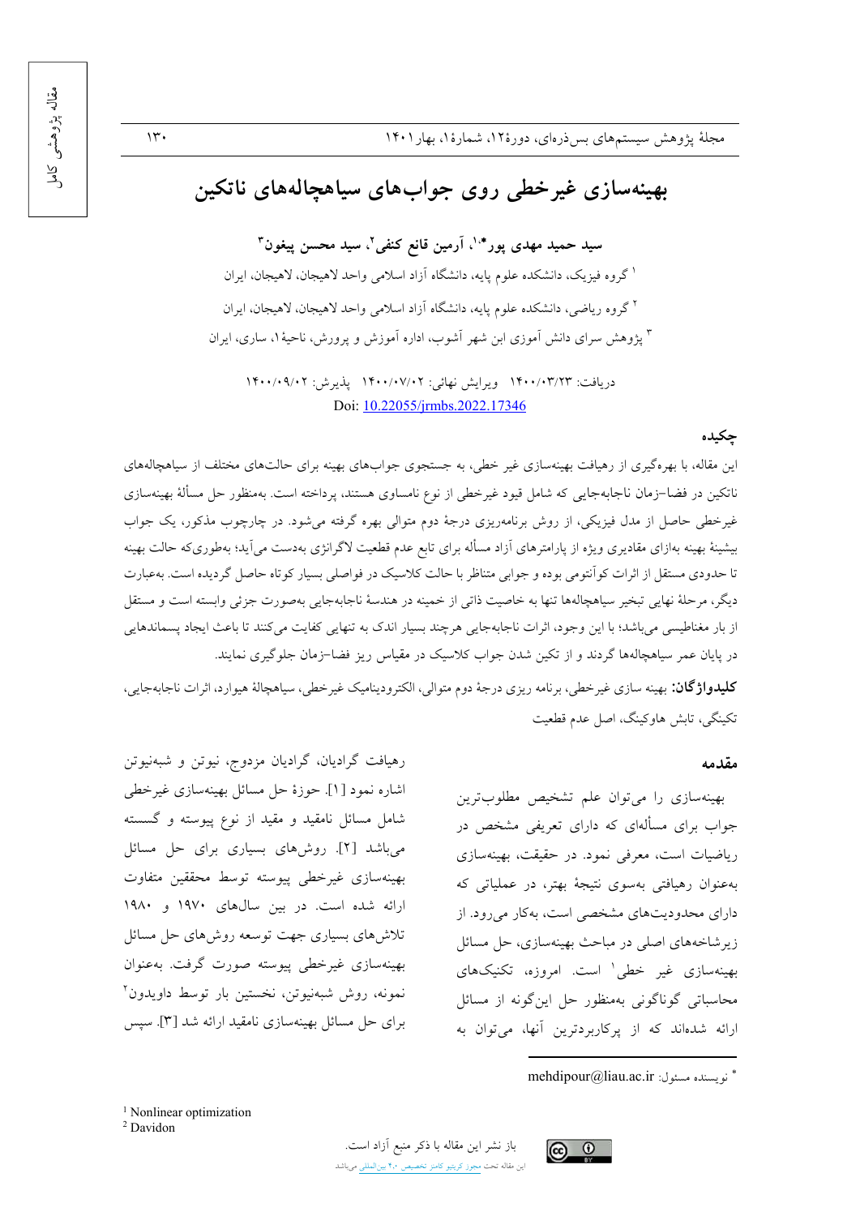# بهینه‌سازی غیرخطی روی جواب‌های سیاهچاله‌های ناتکین

**سید حمید مهدی پور*[1]، آرمین قانع کنفی[2]، سید محسن پیغون[3]**

[1] گروه فیزیک، دانشکده علوم پایه، دانشگاه آزاد اسلامی واحد لاهیجان، لاهیجان، ایران

[2] گروه ریاضی، دانشکده علوم پایه، دانشگاه آزاد اسلامی واحد لاهیجان، لاهیجان، ایران

[3] پژوهش سرای دانش آموزی ابن شهر آشوب، اداره آموزش و پرورش، ناحیۀ۱، ساری، ایران

دریافت: ۱۴۰۰/۰۳/۲۳ ویرایش نهائی: ۱۴۰۰/۰۷/۰۲ پذیرش: ۱۴۰۰/۰۹/۰۲

Doi: 10.22055/jrmbs.2022.17346

## چکیده

این مقاله، با بهره‌گیری از رهیافت بهینه‌سازی غیر خطی، به جستجوی جواب‌های بهینه برای حالت‌های مختلف از سیاهچاله‌های ناتکین در فضا–زمان ناجابه‌جایی که شامل قیود غیرخطی از نوع نامساوی هستند، پرداخته است. به‌منظور حل مسألۀ بهینه‌سازی غیرخطی حاصل از مدل فیزیکی، از روش برنامه‌ریزی درجۀ دوم متوالی بهره گرفته می‌شود. در چارچوب مذکور، یک جواب بیشینۀ بهینه به‌ازای مقادیری ویژه از پارامترهای آزاد مسأله برای تابع عدم قطعیت لاگرانژی به‌دست می‌آید؛ به‌طوری‌که حالت بهینه تا حدودی مستقل از اثرات کوآنتومی بوده و جوابی متناظر با حالت کلاسیک در فواصلی بسیار کوتاه حاصل گردیده است. به‌عبارت دیگر، مرحلۀ نهایی تبخیر سیاهچاله‌ها تنها به خاصیت ذاتی از خمینه در هندسۀ ناجابه‌جایی به‌صورت جزئی وابسته است و مستقل از بار مغناطیسی می‌باشد؛ با این وجود، اثرات ناجابه‌جایی هرچند بسیار اندک به تنهایی کفایت می‌کنند تا باعث ایجاد پسماندهایی در پایان عمر سیاهچاله‌ها گردند و از تکین شدن جواب کلاسیک در مقیاس ریز فضا–زمان جلوگیری نمایند.

**کلیدواژگان:** بهینه سازی غیرخطی، برنامه ریزی درجۀ دوم متوالی، الکترودینامیک غیرخطی، سیاهچالۀ هیوارد، اثرات ناجابه‌جایی، تکینگی، تابش هاوکینگ، اصل عدم قطعیت

## مقدمه

بهینه‌سازی را می‌توان علم تشخیص مطلوب‌ترین جواب برای مسأله‌ای که دارای تعریفی مشخص در ریاضیات است، معرفی نمود. در حقیقت، بهینه‌سازی به‌عنوان رهیافتی به‌سوی نتیجۀ بهتر، در عملیاتی که دارای محدودیت‌های مشخصی است، به‌کار می‌رود. از زیرشاخه‌های اصلی در مباحث بهینه‌سازی، حل مسائل بهینه‌سازی غیر خطی[1] است. امروزه، تکنیک‌های محاسباتی گوناگونی به‌منظور حل این‌گونه از مسائل ارائه شده‌اند که از پرکاربردترین آنها، می‌توان به رهیافت گرادیان، گرادیان مزدوج، نیوتن و شبه‌نیوتن اشاره نمود [1]. حوزۀ حل مسائل بهینه‌سازی غیرخطی شامل مسائل نامقید و مقید از نوع پیوسته و گسسته می‌باشد [2]. روش‌های بسیاری برای حل مسائل بهینه‌سازی غیرخطی پیوسته توسط محققین متفاوت ارائه شده است. در بین سال‌های ۱۹۷۰ و ۱۹۸۰ تلاش‌های بسیاری جهت توسعه روش‌های حل مسائل بهینه‌سازی غیرخطی پیوسته صورت گرفت. به‌عنوان نمونه، روش شبه‌نیوتن، نخستین بار توسط داویدون[2] برای حل مسائل بهینه‌سازی نامقید ارائه شد [3]. سپس

---

* نویسنده مسئول: mehdipour@liau.ac.ir

[1] Nonlinear optimization

[2] Davidon

باز نشر این مقاله با ذکر منبع آزاد است.
این مقاله تحت مجوز کریتیو کامنز تخصیص ۴.۰ بین‌المللی می‌باشد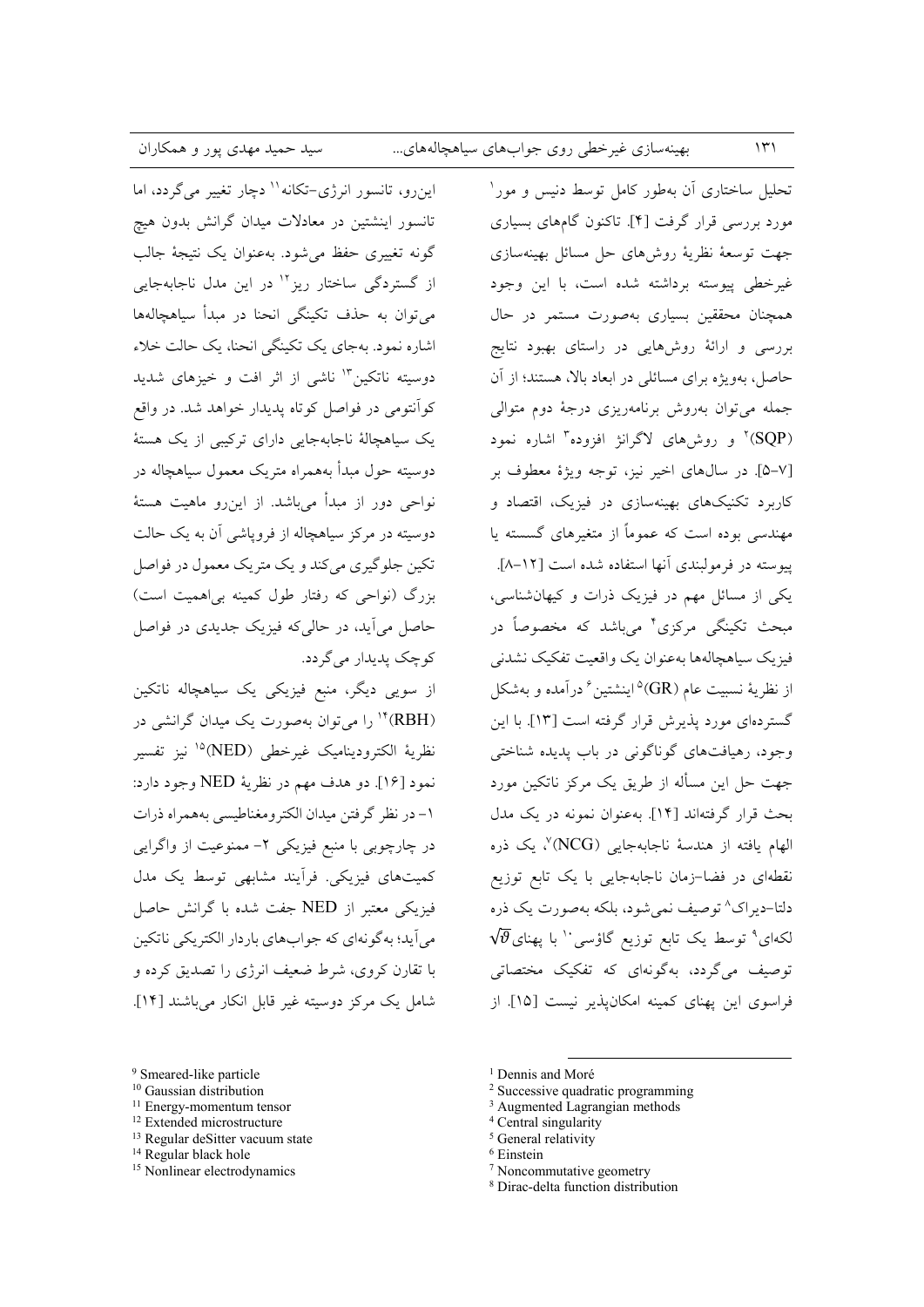تحلیل ساختاری آن به‌طور کامل توسط دنیس و مور[1] مورد بررسی قرار گرفت [۴]. تاکنون گام‌های بسیاری جهت توسعهٔ نظریهٔ روش‌های حل مسائل بهینه‌سازی غیرخطی پیوسته برداشته شده است، با این وجود همچنان محققین بسیاری به‌صورت مستمر در حال بررسی و ارائهٔ روش‌هایی در راستای بهبود نتایج حاصل، به‌ویژه برای مسائلی در ابعاد بالا، هستند؛ از آن جمله می‌توان به‌روش برنامه‌ریزی درجهٔ دوم متوالی (SQP)[2] و روش‌های لاگرانژ افزوده[3] اشاره نمود [۷-۵]. در سال‌های اخیر نیز، توجه ویژهٔ معطوف بر کاربرد تکنیک‌های بهینه‌سازی در فیزیک، اقتصاد و مهندسی بوده است که عموماً از متغیرهای گسسته یا پیوسته در فرمولبندی آنها استفاده شده است [۱۲-۸].

یکی از مسائل مهم در فیزیک ذرات و کیهان‌شناسی، مبحث تکینگی مرکزی[4] می‌باشد که مخصوصاً در فیزیک سیاهچاله‌ها به‌عنوان یک واقعیت تفکیک نشدنی از نظریهٔ نسبیت عام (GR)[5] اینشتین[6] درآمده و به‌شکل گسترده‌ای مورد پذیرش قرار گرفته است [۱۳]. با این وجود، رهیافت‌های گوناگونی در باب پدیده شناختی جهت حل این مسأله از طریق یک مرکز ناتکین مورد بحث قرار گرفته‌اند [۱۴]. به‌عنوان نمونه در یک مدل الهام یافته از هندسهٔ ناجابه‌جایی (NCG)[7]، یک ذره نقطه‌ای در فضا-زمان ناجابه‌جایی با یک تابع توزیع دلتا-دیراک[8] توصیف نمی‌شود، بلکه به‌صورت یک ذره لکه‌ای[9] توسط یک تابع توزیع گاؤسی[10] با پهنای $\sqrt{\theta}$ توصیف می‌گردد، به‌گونه‌ای که تفکیک مختصاتی فراسوی این پهنای کمینه امکان‌پذیر نیست [۱۵]. از این‌رو، تانسور انرژی-تکانه[11] دچار تغییر می‌گردد، اما تانسور اینشتین در معادلات میدان گرانش بدون هیچ گونه تغییری حفظ می‌شود. به‌عنوان یک نتیجهٔ جالب از گستردگی ساختار ریز[12] در این مدل ناجابه‌جایی می‌توان به حذف تکینگی انحنا در مبدأ سیاهچاله‌ها اشاره نمود. به‌جای یک تکینگی انحنا، یک حالت خلاء دوسیته ناتکین[13] ناشی از اثر افت و خیزهای شدید کوآنتومی در فواصل کوتاه پدیدار خواهد شد. در واقع یک سیاهچالهٔ ناجابه‌جایی دارای ترکیبی از یک هستهٔ دوسیته حول مبدأ به‌همراه متریک معمول سیاهچاله در نواحی دور از مبدأ می‌باشد. از این‌رو ماهیت هستهٔ دوسیته در مرکز سیاهچاله از فروپاشی آن به یک حالت تکین جلوگیری می‌کند و یک متریک معمول در فواصل بزرگ (نواحی که رفتار طول کمینه بی‌اهمیت است) حاصل می‌آید، در حالی‌که فیزیک جدیدی در فواصل کوچک پدیدار می‌گردد.

از سویی دیگر، منبع فیزیکی یک سیاهچاله ناتکین (RBH)[14] را می‌توان به‌صورت یک میدان گرانشی در نظریهٔ الکترودینامیک غیرخطی (NED)[15] نیز تفسیر نمود [۱۶]. دو هدف مهم در نظریهٔ NED وجود دارد: ۱- در نظر گرفتن میدان الکترومغناطیسی به‌همراه ذرات در چارچوبی با منبع فیزیکی ۲- ممنوعیت از واگرایی کمیت‌های فیزیکی. فرآیند مشابهی توسط یک مدل فیزیکی معتبر از NED جفت شده با گرانش حاصل می‌آید؛ به‌گونه‌ای که جواب‌های باردار الکتریکی ناتکین با تقارن کروی، شرط ضعیف انرژی را تصدیق کرده و شامل یک مرکز دوسیته غیر قابل انکار می‌باشند [۱۴].

---

[1] Dennis and Moré
[2] Successive quadratic programming
[3] Augmented Lagrangian methods
[4] Central singularity
[5] General relativity
[6] Einstein
[7] Noncommutative geometry
[8] Dirac-delta function distribution
[9] Smeared-like particle
[10] Gaussian distribution
[11] Energy-momentum tensor
[12] Extended microstructure
[13] Regular deSitter vacuum state
[14] Regular black hole
[15] Nonlinear electrodynamics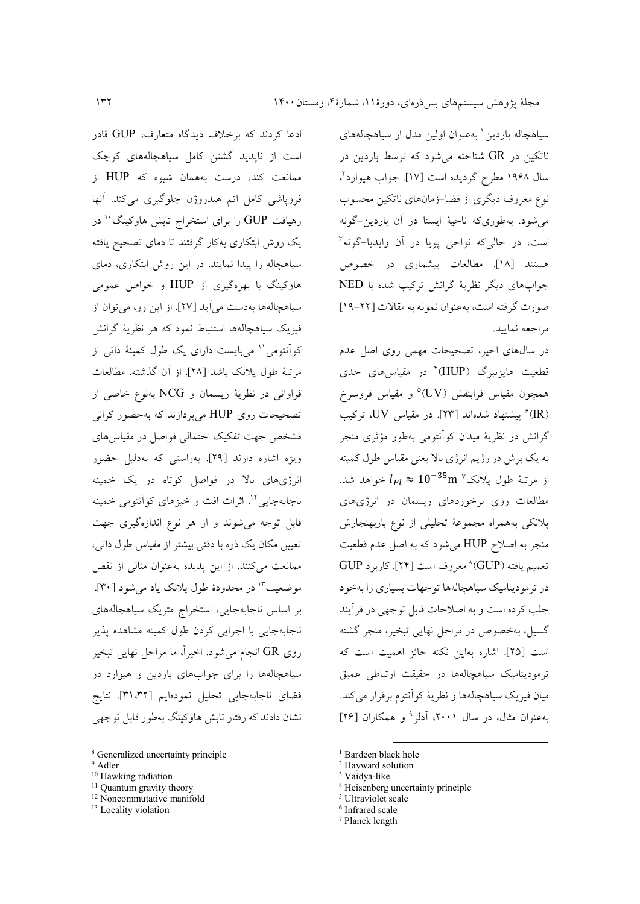سیاهچاله باردین[1] به‌عنوان اولین مدل از سیاهچاله‌های ناتکین در GR شناخته می‌شود که توسط باردین در سال ۱۹۶۸ مطرح گردیده است [۱۷]. جواب هیوارد[2]، نوع معروف دیگری از فضا–زمان‌های ناتکین محسوب می‌شود. به‌طوری‌که ناحیهٔ ایستا در آن باردین–گونه است، در حالی‌که نواحی پویا در آن وایدیا–گونه[3] هستند [۱۸]. مطالعات بیشماری در خصوص جواب‌های دیگر نظریهٔ گرانش ترکیب شده با NED صورت گرفته است، به‌عنوان نمونه به مقالات [۲۲–۱۹] مراجعه نمایید.

در سال‌های اخیر، تصحیحات مهمی روی اصل عدم قطعیت هایزنبرگ (HUP)[4] در مقیاس‌های حدی همچون مقیاس فرابنفش (UV)[5] و مقیاس فروسرخ (IR)[6] پیشنهاد شده‌اند [۲۳]. در مقیاس UV، ترکیب گرانش در نظریهٔ میدان کوآنتومی به‌طور مؤثری منجر به یک برش در رژیم انرژی بالا یعنی مقیاس طول کمینه از مرتبهٔ طول پلانک[7] $l_{Pl} \approx 10^{-35}\mathrm{m}$ خواهد شد. مطالعات روی برخوردهای ریسمان در انرژی‌های پلانکی به‌همراه مجموعهٔ تحلیلی از نوع بازبهنجارش منجر به اصلاح HUP می‌شود که به اصل عدم قطعیت تعمیم یافته (GUP)[8] معروف است [۲۴]. کاربرد GUP در ترمودینامیک سیاهچاله‌ها توجهات بسیاری را به‌خود جلب کرده است و به اصلاحات قابل توجهی در فرآیند گسیل، به‌خصوص در مراحل نهایی تبخیر، منجر گشته است [۲۵]. اشاره به‌این نکته حائز اهمیت است که ترمودینامیک سیاهچاله‌ها در حقیقت ارتباطی عمیق میان فیزیک سیاهچاله‌ها و نظریهٔ کوآنتوم برقرار می‌کند. به‌عنوان مثال، در سال ۲۰۰۱، آدلر[9] و همکاران [۲۶] ادعا کردند که برخلاف دیدگاه متعارف، GUP قادر است از ناپدید گشتن کامل سیاهچاله‌های کوچک ممانعت کند، درست به‌همان شیوه که HUP از فروپاشی کامل اتم هیدروژن جلوگیری می‌کند. آنها رهیافت GUP را برای استخراج تابش هاوکینگ[10] در یک روش ابتکاری به‌کار گرفتند تا دمای تصحیح یافته سیاهچاله را پیدا نمایند. در این روش ابتکاری، دمای هاوکینگ با بهره‌گیری از HUP و خواص عمومی سیاهچاله‌ها به‌دست می‌آید [۲۷]. از این رو، می‌توان از فیزیک سیاهچاله‌ها استنباط نمود که هر نظریهٔ گرانش کوآنتومی[11] می‌بایست دارای یک طول کمینهٔ ذاتی از مرتبهٔ طول پلانک باشد [۲۸]. از آن گذشته، مطالعات فراوانی در نظریهٔ ریسمان و NCG به‌نوع خاصی از تصحیحات روی HUP می‌پردازند که به‌حضور کرانی مشخص جهت تفکیک احتمالی فواصل در مقیاس‌های ویژه اشاره دارند [۲۹]. به‌راستی که به‌دلیل حضور انرژی‌های بالا در فواصل کوتاه در یک خمینه ناجابه‌جایی[12]، اثرات افت و خیزهای کوآنتومی خمینه قابل توجه می‌شوند و از هر نوع اندازه‌گیری جهت تعیین مکان یک ذره با دقتی بیشتر از مقیاس طول ذاتی، ممانعت می‌کنند. از این پدیده به‌عنوان مثالی از نقض موضعیت[13] در محدودهٔ طول پلانک یاد می‌شود [۳۰]. بر اساس ناجابه‌جایی، استخراج متریک سیاهچاله‌های ناجابه‌جایی با اجرایی کردن طول کمینه مشاهده پذیر روی GR انجام می‌شود. اخیراً، ما مراحل نهایی تبخیر سیاهچاله‌ها را برای جواب‌های باردین و هیوارد در فضای ناجابه‌جایی تحلیل نموده‌ایم [۳۱،۳۲]. نتایج نشان دادند که رفتار تابش هاوکینگ به‌طور قابل توجهی

---

[1] Bardeen black hole
[2] Hayward solution
[3] Vaidya-like
[4] Heisenberg uncertainty principle
[5] Ultraviolet scale
[6] Infrared scale
[7] Planck length
[8] Generalized uncertainty principle
[9] Adler
[10] Hawking radiation
[11] Quantum gravity theory
[12] Noncommutative manifold
[13] Locality violation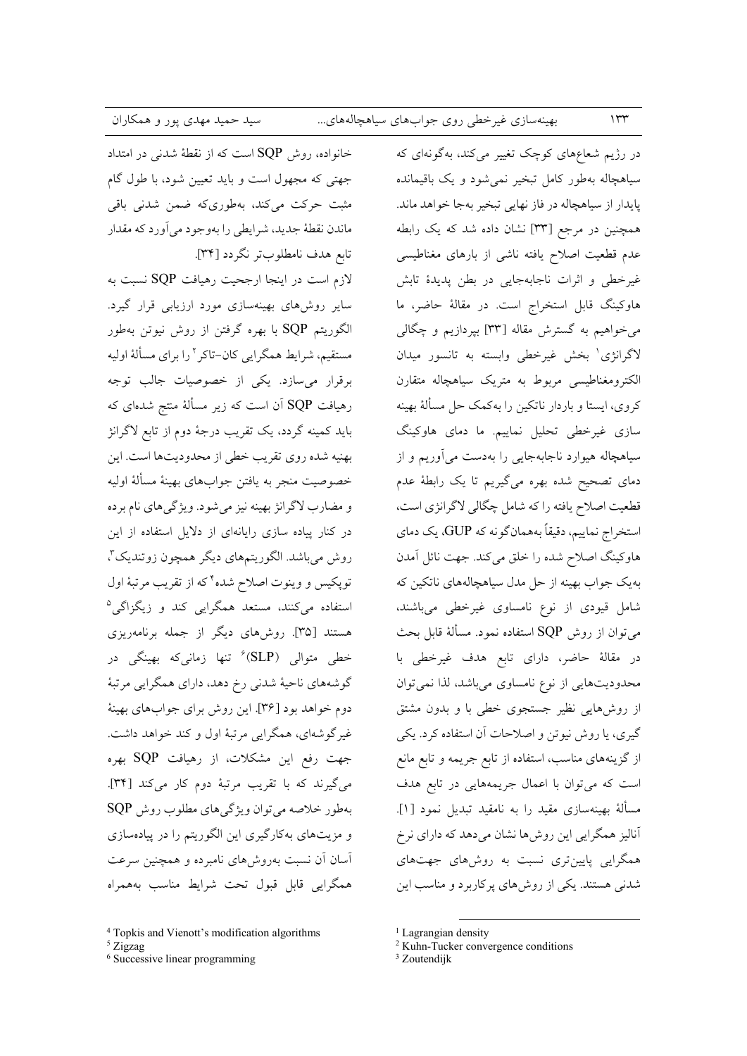در رژیم شعاع‌های کوچک تغییر می‌کند، به‌گونه‌ای که سیاهچاله به‌طور کامل تبخیر نمی‌شود و یک باقیمانده پایدار از سیاهچاله در فاز نهایی تبخیر به‌جا خواهد ماند. همچنین در مرجع [۳۳] نشان داده شد که یک رابطه عدم قطعیت اصلاح یافته ناشی از بارهای مغناطیسی غیرخطی و اثرات ناجابه‌جایی در بطن پدیدهٔ تابش هاوکینگ قابل استخراج است. در مقالهٔ حاضر، ما می‌خواهیم به گسترش مقاله [۳۳] بپردازیم و چگالی لاگرانژی[1] بخش غیرخطی وابسته به تانسور میدان الکترومغناطیسی مربوط به متریک سیاهچاله متقارن کروی، ایستا و باردار ناتکین را به‌کمک حل مسألهٔ بهینه سازی غیرخطی تحلیل نماییم. ما دمای هاوکینگ سیاهچاله هیوارد ناجابه‌جایی را به‌دست می‌آوریم و از دمای تصحیح شده بهره می‌گیریم تا یک رابطهٔ عدم قطعیت اصلاح یافته را که شامل چگالی لاگرانژی است، استخراج نماییم، دقیقاً به‌همان‌گونه که GUP، یک دمای هاوکینگ اصلاح شده را خلق می‌کند. جهت نائل آمدن به‌یک جواب بهینه از حل مدل سیاهچاله‌های ناتکین که شامل قیودی از نوع نامساوی غیرخطی می‌باشند، می‌توان از روش SQP استفاده نمود. مسألهٔ قابل بحث در مقالهٔ حاضر، دارای تابع هدف غیرخطی با محدودیت‌هایی از نوع نامساوی می‌باشد، لذا نمی‌توان از روش‌هایی نظیر جستجوی خطی با و بدون مشتق گیری، یا روش نیوتن و اصلاحات آن استفاده کرد. یکی از گزینه‌های مناسب، استفاده از تابع جریمه و تابع مانع است که می‌توان با اعمال جریمه‌هایی در تابع هدف مسألهٔ بهینه‌سازی مقید را به نامقید تبدیل نمود [۱]. آنالیز همگرایی این روش‌ها نشان می‌دهد که دارای نرخ همگرایی پایین‌تری نسبت به روش‌های جهت‌های شدنی هستند. یکی از روش‌های پرکاربرد و مناسب این خانواده، روش SQP است که از نقطهٔ شدنی در امتداد جهتی که مجهول است و باید تعیین شود، با طول گام مثبت حرکت می‌کند، به‌طوری‌که ضمن شدنی باقی ماندن نقطهٔ جدید، شرایطی را به‌وجود می‌آورد که مقدار تابع هدف نامطلوب‌تر نگردد [۳۴].

لازم است در اینجا ارجحیت رهیافت SQP نسبت به سایر روش‌های بهینه‌سازی مورد ارزیابی قرار گیرد. الگوریتم SQP با بهره گرفتن از روش نیوتن به‌طور مستقیم، شرایط همگرایی کان–تاکر[2] را برای مسألهٔ اولیه برقرار می‌سازد. یکی از خصوصیات جالب توجه رهیافت SQP آن است که زیر مسألهٔ منتج شده‌ای که باید کمینه گردد، یک تقریب درجهٔ دوم از تابع لاگرانژ بهنیه شده روی تقریب خطی از محدودیت‌ها است. این خصوصیت منجر به یافتن جواب‌های بهینهٔ مسألهٔ اولیه و مضارب لاگرانژ بهینه نیز می‌شود. ویژگی‌های نام برده در کنار پیاده سازی رایانه‌ای از دلایل استفاده از این روش می‌باشد. الگوریتم‌های دیگر همچون زوتندیک[3]، توپکیس و وینوت اصلاح شده[4] که از تقریب مرتبهٔ اول استفاده می‌کنند، مستعد همگرایی کند و زیگزاگی[5] هستند [۳۵]. روش‌های دیگر از جمله برنامه‌ریزی خطی متوالی (SLP)[6] تنها زمانی‌که بهینگی در گوشه‌های ناحیهٔ شدنی رخ دهد، دارای همگرایی مرتبهٔ دوم خواهد بود [۳۶]. این روش برای جواب‌های بهینهٔ غیرگوشه‌ای، همگرایی مرتبهٔ اول و کند خواهد داشت. جهت رفع این مشکلات، از رهیافت SQP بهره می‌گیرند که با تقریب مرتبهٔ دوم کار می‌کند [۳۴]. به‌طور خلاصه می‌توان ویژگی‌های مطلوب روش SQP و مزیت‌های به‌کارگیری این الگوریتم را در پیاده‌سازی آسان آن نسبت به‌روش‌های نامبرده و همچنین سرعت همگرایی قابل قبول تحت شرایط مناسب به‌همراه

---

[1] Lagrangian density
[2] Kuhn-Tucker convergence conditions
[3] Zoutendijk
[4] Topkis and Vienott's modification algorithms
[5] Zigzag
[6] Successive linear programming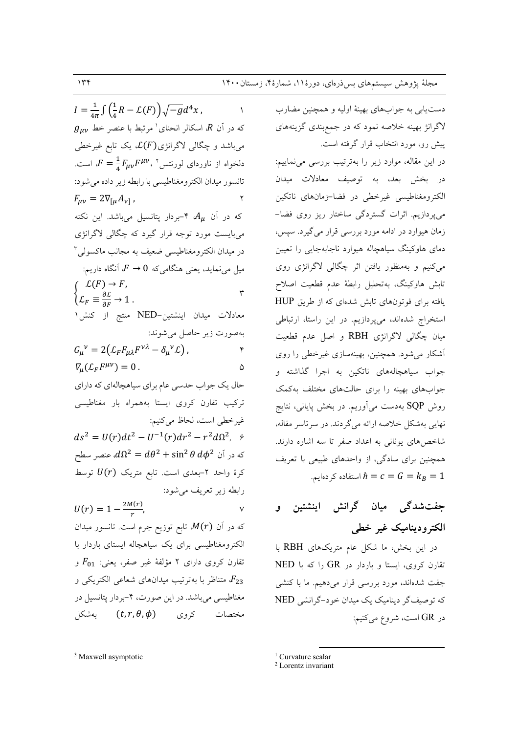دست‌یابی به جواب‌های بهینهٔ اولیه و همچنین مضارب لاگرانژ بهینه خلاصه نمود که در جمع‌بندی گزینه‌های پیش رو، مورد انتخاب قرار گرفته است.

در این مقاله، موارد زیر را به‌ترتیب بررسی می‌نماییم: در بخش بعد، به توصیف معادلات میدان الکترومغناطیسی غیرخطی در فضا–زمان‌های ناتکین می‌پردازیم. اثرات گستردگی ساختار ریز روی فضا–زمان هیوارد در ادامه مورد بررسی قرار می‌گیرد. سپس، دمای هاوکینگ سیاهچاله هیوارد ناجابه‌جایی را تعیین می‌کنیم و به‌منظور یافتن اثر چگالی لاگرانژی روی تابش هاوکینگ، به‌تحلیل رابطهٔ عدم قطعیت اصلاح یافته برای فوتون‌های تابش شده‌ای که از طریق HUP استخراج شده‌اند، می‌پردازیم. در این راستا، ارتباطی میان چگالی لاگرانژی RBH و اصل عدم قطعیت آشکار می‌شود. همچنین، بهینه‌سازی غیرخطی را روی جواب سیاهچاله‌های ناتکین به اجرا گذاشته و جواب‌های بهینه را برای حالت‌های مختلف به‌کمک روش SQP به‌دست می‌آوریم. در بخش پایانی، نتایج نهایی به‌شکل خلاصه ارائه می‌گردند. در سرتاسر مقاله، شاخص‌های یونانی به اعداد صفر تا سه اشاره دارند. همچنین برای سادگی، از واحدهای طبیعی با تعریف $\hbar = c = G = k_B = 1$ استفاده کرده‌ایم.

## جفت‌شدگی میان گرانش اینشتین و الکترودینامیک غیر خطی

در این بخش، ما شکل عام متریک‌های RBH با تقارن کروی، ایستا و باردار در GR را که با NED جفت شده‌اند، مورد بررسی قرار می‌دهیم. ما با کنشی که توصیف‌گر دینامیک یک میدان خود–گرانشی NED در GR است، شروع می‌کنیم:

$$I = \frac{1}{4\pi}\int\left(\frac{1}{4}R - \mathcal{L}(F)\right)\sqrt{-g}d^4x\,, \qquad (1)$$

که در آن $R$، اسکالر انحنای[1] مرتبط با عنصر خط $g_{\mu\nu}$ می‌باشد و چگالی لاگرانژی $\mathcal{L}(F)$، یک تابع غیرخطی دلخواه از ناوردای لورنتس[2]، $F = \frac{1}{4}F_{\mu\nu}F^{\mu\nu}$، است. تانسور میدان الکترومغناطیسی با رابطهٔ زیر داده می‌شود:

$$F_{\mu\nu} = 2\nabla_{[\mu}A_{\nu]}\,, \qquad (2)$$

که در آن $A_\mu$، ۴–بردار پتانسیل می‌باشد. این نکته می‌بایست مورد توجه قرار گیرد که چگالی لاگرانژی در میدان الکترومغناطیسی ضعیف به مجانب ماکسولی[3] میل می‌نماید، یعنی هنگامی‌که $F \to 0$، آنگاه داریم:

$$\begin{cases} \mathcal{L}(F) \to F, \\ \mathcal{L}_F \equiv \frac{\partial \mathcal{L}}{\partial F} \to 1\,. \end{cases} \qquad (3)$$

معادلات میدان اینشتین–NED منتج از کنش ۱ به‌صورت زیر حاصل می‌شوند:

$$G_\mu{}^\nu = 2\left(\mathcal{L}_F F_{\mu\lambda}F^{\nu\lambda} - \delta_\mu{}^\nu \mathcal{L}\right), \qquad (4)$$

$$\nabla_\mu\left(\mathcal{L}_F F^{\mu\nu}\right) = 0\,. \qquad (5)$$

حال یک جواب حدسی عام برای سیاهچاله‌ای که دارای ترکیب تقارن کروی ایستا به‌همراه بار مغناطیسی غیرخطی است، لحاظ می‌کنیم:

$$ds^2 = U(r)dt^2 - U^{-1}(r)dr^2 - r^2 d\Omega^2, \qquad (6)$$

که در آن $d\Omega^2 = d\theta^2 + \sin^2\theta\, d\phi^2$، عنصر سطح کرهٔ واحد ۲–بعدی است. تابع متریک $U(r)$ توسط رابطه زیر تعریف می‌شود:

$$U(r) = 1 - \frac{2M(r)}{r}, \qquad (7)$$

که در آن $M(r)$، تابع توزیع جرم است. تانسور میدان الکترومغناطیسی برای یک سیاهچاله ایستای باردار با تقارن کروی دارای ۲ مؤلفهٔ غیر صفر، یعنی: $F_{01}$ و $F_{23}$، متناظر با به‌ترتیب میدان‌های شعاعی الکتریکی و مغناطیسی می‌باشد. در این صورت، ۴–بردار پتانسیل در مختصات کروی $(t, r, \theta, \phi)$ به‌شکل

---

[1] Curvature scalar

[2] Lorentz invariant

[3] Maxwell asymptotic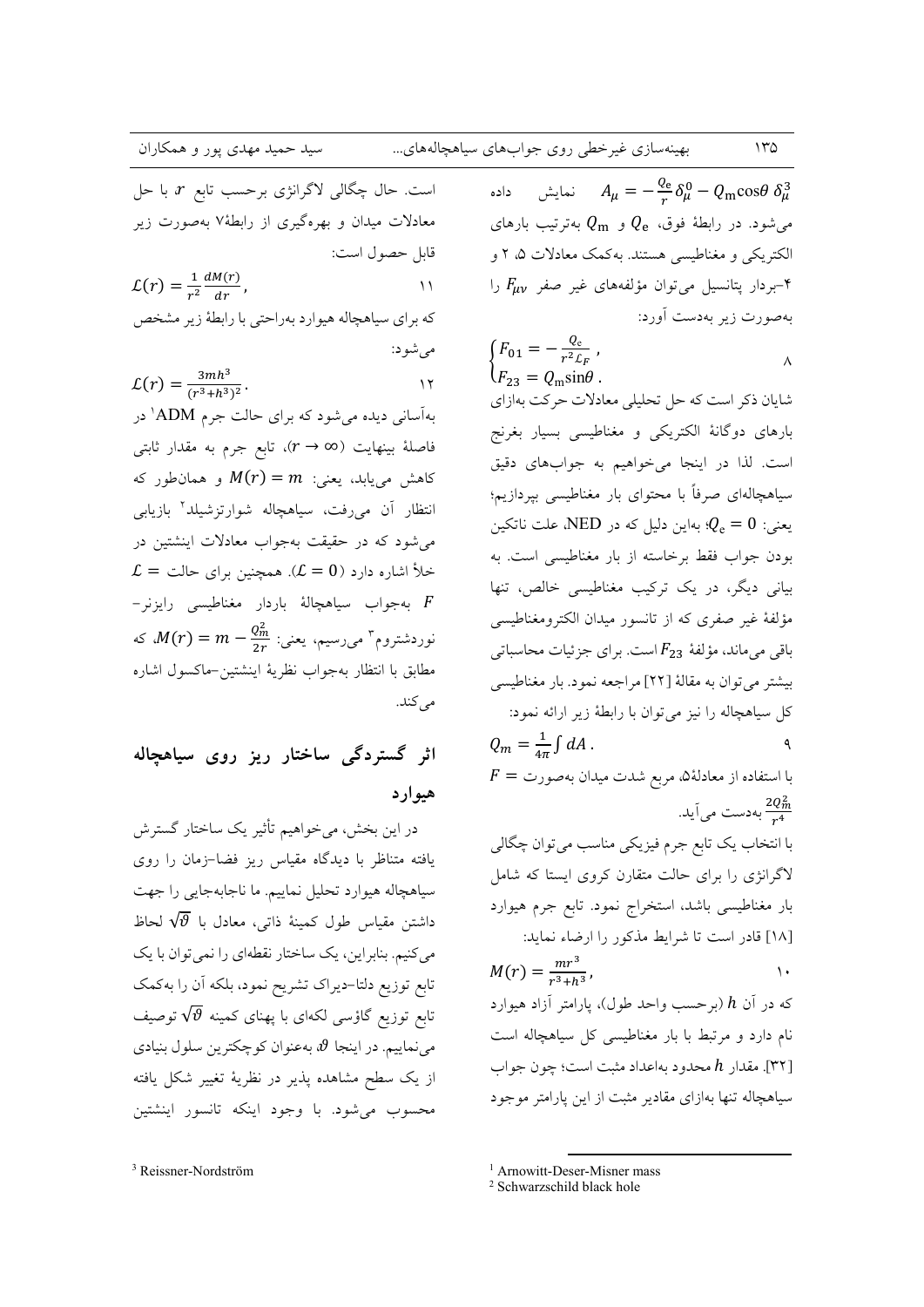نمایش داده $A_\mu = -\frac{Q_e}{r}\delta^0_\mu - Q_m \cos\theta\, \delta^3_\mu$ می‌شود. در رابطهٔ فوق، $Q_e$ و $Q_m$ به‌ترتیب بارهای الکتریکی و مغناطیسی هستند. به‌کمک معادلات ۵، ۲ و ۴-بردار پتانسیل می‌توان مؤلفه‌های غیر صفر $F_{\mu\nu}$ را به‌صورت زیر به‌دست آورد:

$$\begin{cases} F_{01} = -\frac{Q_e}{r^2 \mathcal{L}_F}\,, \\ F_{23} = Q_m \sin\theta\,. \end{cases} \qquad (8)$$

شایان ذکر است که حل تحلیلی معادلات حرکت به‌ازای بارهای دوگانهٔ الکتریکی و مغناطیسی بسیار بغرنج است. لذا در اینجا می‌خواهیم به جواب‌های دقیق سیاهچاله‌ای صرفاً با محتوای بار مغناطیسی بپردازیم؛ یعنی: $Q_e = 0$؛ به‌این دلیل که در NED، علت ناتکین بودن جواب فقط برخاسته از بار مغناطیسی است. به بیانی دیگر، در یک ترکیب مغناطیسی خالص، تنها مؤلفهٔ غیر صفری که از تانسور میدان الکترومغناطیسی باقی می‌ماند، مؤلفهٔ $F_{23}$ است. برای جزئیات محاسباتی بیشتر می‌توان به مقالهٔ [22] مراجعه نمود. بار مغناطیسی کل سیاهچاله را نیز می‌توان با رابطهٔ زیر ارائه نمود:

$$Q_m = \frac{1}{4\pi}\int dA\,. \qquad (9)$$

با استفاده از معادلهٔ۵، مربع شدت میدان به‌صورت $F = \frac{2Q_m^2}{r^4}$ به‌دست می‌آید.

با انتخاب یک تابع جرم فیزیکی مناسب می‌توان چگالی لاگرانژی را برای حالت متقارن کروی ایستا که شامل بار مغناطیسی باشد، استخراج نمود. تابع جرم هیوارد [18] قادر است تا شرایط مذکور را ارضاء نماید:

$$M(r) = \frac{mr^3}{r^3 + h^3}\,, \qquad (10)$$

که در آن $h$ (برحسب واحد طول)، پارامتر آزاد هیوارد نام دارد و مرتبط با بار مغناطیسی کل سیاهچاله است [32]. مقدار $h$ محدود به‌اعداد مثبت است؛ چون جواب سیاهچاله تنها به‌ازای مقادیر مثبت از این پارامتر موجود است. حال چگالی لاگرانژی برحسب تابع $r$ با حل معادلات میدان و بهره‌گیری از رابطهٔ۷ به‌صورت زیر قابل حصول است:

$$\mathcal{L}(r) = \frac{1}{r^2}\frac{dM(r)}{dr}\,, \qquad (11)$$

که برای سیاهچاله هیوارد به‌راحتی با رابطهٔ زیر مشخص می‌شود:

$$\mathcal{L}(r) = \frac{3mh^3}{(r^3 + h^3)^2}\,. \qquad (12)$$

به‌آسانی دیده می‌شود که برای حالت جرم ADM[1] در فاصلهٔ بینهایت ($r \to \infty$)، تابع جرم به مقدار ثابتی کاهش می‌یابد، یعنی: $M(r) = m$ و همان‌طور که انتظار آن می‌رفت، سیاهچاله شوارتزشیلد[2] بازیابی می‌شود که در حقیقت به‌جواب معادلات اینشتین در خلأ اشاره دارد ($\mathcal{L} = 0$). همچنین برای حالت $\mathcal{L} = F$ به‌جواب سیاهچالهٔ باردار مغناطیسی رایزنر-نوردشتروم[3] می‌رسیم، یعنی: $M(r) = m - \frac{Q_m^2}{2r}$، که مطابق با انتظار به‌جواب نظریهٔ اینشتین-ماکسول اشاره می‌کند.

## اثر گستردگی ساختار ریز روی سیاهچاله هیوارد

در این بخش، می‌خواهیم تأثیر یک ساختار گسترش یافته متناظر با دیدگاه مقیاس ریز فضا-زمان را روی سیاهچاله هیوارد تحلیل نماییم. ما ناجابه‌جایی را جهت داشتن مقیاس طول کمینهٔ ذاتی، معادل با $\sqrt{\vartheta}$ لحاظ می‌کنیم. بنابراین، یک ساختار نقطه‌ای را نمی‌توان با یک تابع توزیع دلتا-دیراک تشریح نمود، بلکه آن را به‌کمک تابع توزیع گاؤسی لکه‌ای با پهنای کمینه $\sqrt{\vartheta}$ توصیف می‌نماییم. در اینجا $\vartheta$، به‌عنوان کوچکترین سلول بنیادی از یک سطح مشاهده پذیر در نظریهٔ تغییر شکل یافته محسوب می‌شود. با وجود اینکه تانسور اینشتین

[1] Arnowitt-Deser-Misner mass
[2] Schwarzschild black hole
[3] Reissner-Nordström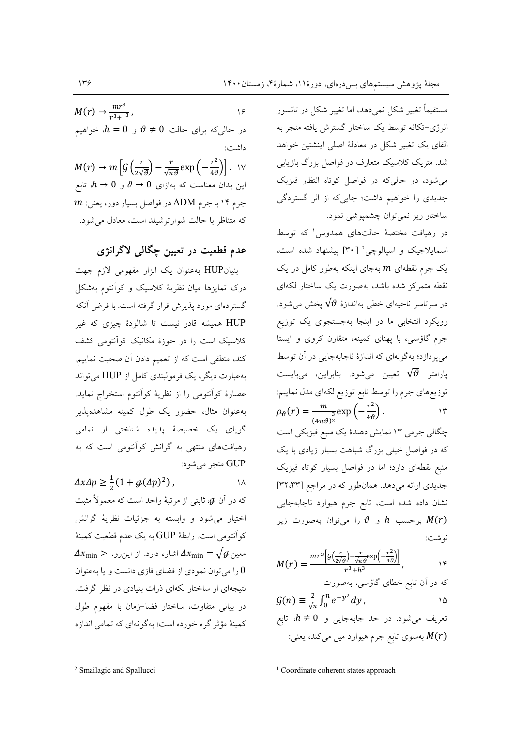مستقیماً تغییر شکل نمی‌دهد، اما تغییر شکل در تانسور انرژی–تکانه توسط یک ساختار گسترش یافته منجر به القای یک تغییر شکل در معادلهٔ اصلی اینشتین خواهد شد. متریک کلاسیک متعارف در فواصل بزرگ بازیابی می‌شود، در حالی‌که در فواصل کوتاه انتظار فیزیک جدیدی را خواهیم داشت؛ جایی‌که از اثر گستردگی ساختار ریز نمی‌توان چشمپوشی نمود.

در رهیافت مختصهٔ حالت‌های همدوس[1] که توسط اسمایلاجیک و اسپالوچی[2] [۳۰] پیشنهاد شده است، یک جرم نقطه‌ای $m$ به‌جای اینکه به‌طور کامل در یک نقطه متمرکز شده باشد، به‌صورت یک ساختار لکه‌ای در سرتاسر ناحیه‌ای خطی به‌اندازهٔ $\sqrt{\vartheta}$ پخش می‌شود. رویکرد انتخابی ما در اینجا به‌جستجوی یک توزیع جرم گاؤسی، با پهنای کمینه، متقارن کروی و ایستا می‌پردازد؛ به‌گونه‌ای که اندازهٔ ناجابه‌جایی در آن توسط پارامتر $\sqrt{\vartheta}$ تعیین می‌شود. بنابراین، می‌بایست توزیع‌های جرم را توسط تابع توزیع لکه‌ای مدل نماییم:

$$\rho_\vartheta(r) = \frac{m}{(4\pi\vartheta)^{\frac{3}{2}}}\exp\left(-\frac{r^2}{4\vartheta}\right). \qquad ۱۳$$

چگالی جرمی ۱۳ نمایش دهندهٔ یک منبع فیزیکی است که در فواصل خیلی بزرگ شباهت بسیار زیادی با یک منبع نقطه‌ای دارد؛ اما در فواصل بسیار کوتاه فیزیک جدیدی ارائه می‌دهد. همان‌طور که در مراجع [۳۲،۳۳] نشان داده شده است، تابع جرم هیوارد ناجابه‌جایی $M(r)$ برحسب $h$ و $\vartheta$ را می‌توان به‌صورت زیر نوشت:

$$M(r) = \frac{mr^3\left[\mathcal{G}\left(\frac{r}{2\sqrt{\vartheta}}\right)-\frac{r}{\sqrt{\pi\vartheta}}\exp\left(-\frac{r^2}{4\vartheta}\right)\right]}{r^3+h^3}, \qquad ۱۴$$

که در آن تابع خطای گاؤسی، به‌صورت

$$\mathcal{G}(n) \equiv \frac{2}{\sqrt{\pi}}\int_0^n e^{-y^2}\,dy\,, \qquad ۱۵$$

تعریف می‌شود. در حد جابه‌جایی و $h \neq 0$، تابع $M(r)$ به‌سوی تابع جرم هیوارد میل می‌کند، یعنی:

$$M(r) \to \frac{mr^3}{r^3+{}^3}, \qquad ۱۶$$

در حالی‌که برای حالت $\vartheta \neq 0$ و $h = 0$، خواهیم داشت:

$$M(r) \to m\left[\mathcal{G}\left(\frac{r}{2\sqrt{\vartheta}}\right) - \frac{r}{\sqrt{\pi\vartheta}}\exp\left(-\frac{r^2}{4\vartheta}\right)\right]. \qquad ۱۷$$

این بدان معناست که به‌ازای $\vartheta \to 0$ و $h \to 0$، تابع جرم ۱۴ با جرم ADM در فواصل بسیار دور، یعنی: $m$ که متناظر با حالت شوارتزشیلد است، معادل می‌شود.

## عدم قطعیت در تعیین چگالی لاگرانژی

بنیان HUP به‌عنوان یک ابزار مفهومی لازم جهت درک تمایزها میان نظریهٔ کلاسیک و کوآنتوم به‌شکل گسترده‌ای مورد پذیرش قرار گرفته است. با فرض آنکه HUP همیشه قادر نیست تا شالودهٔ چیزی که غیر کلاسیک است را در حوزهٔ مکانیک کوآنتومی کشف کند، منطقی است که از تعمیم دادن آن صحبت نماییم. به‌عبارت دیگر، یک فرمولبندی کامل از HUP می‌تواند عصارهٔ کوآنتومی را از نظریهٔ کوآنتوم استخراج نماید. به‌عنوان مثال، حضور یک طول کمینه مشاهده‌پذیر گویای یک خصیصهٔ پدیده شناختی از تمامی رهیافت‌های منتهی به گرانش کوآنتومی است که به GUP منجر می‌شود:

$$\Delta x \Delta p \geq \frac{1}{2}\left(1 + \mathscr{g}(\Delta p)^2\right), \qquad ۱۸$$

که در آن $\mathscr{g}$، ثابتی از مرتبهٔ واحد است که معمولاً مثبت اختیار می‌شود و وابسته به جزئیات نظریهٔ گرانش کوآنتومی است. رابطهٔ GUP به یک عدم قطعیت کمینهٔ معین $\Delta x_{\min} = \sqrt{\mathscr{g}}$ اشاره دارد. از این‌رو، $\Delta x_{\min} > 0$ را می‌توان نمودی از فضای فازی دانست و یا به‌عنوان نتیجه‌ای از ساختار لکه‌ای ذرات بنیادی در نظر گرفت. در بیانی متفاوت، ساختار فضا–زمان با مفهوم طول کمینهٔ مؤثر گره خورده است؛ به‌گونه‌ای که تمامی اندازه

---

[1] Coordinate coherent states approach

[2] Smailagic and Spallucci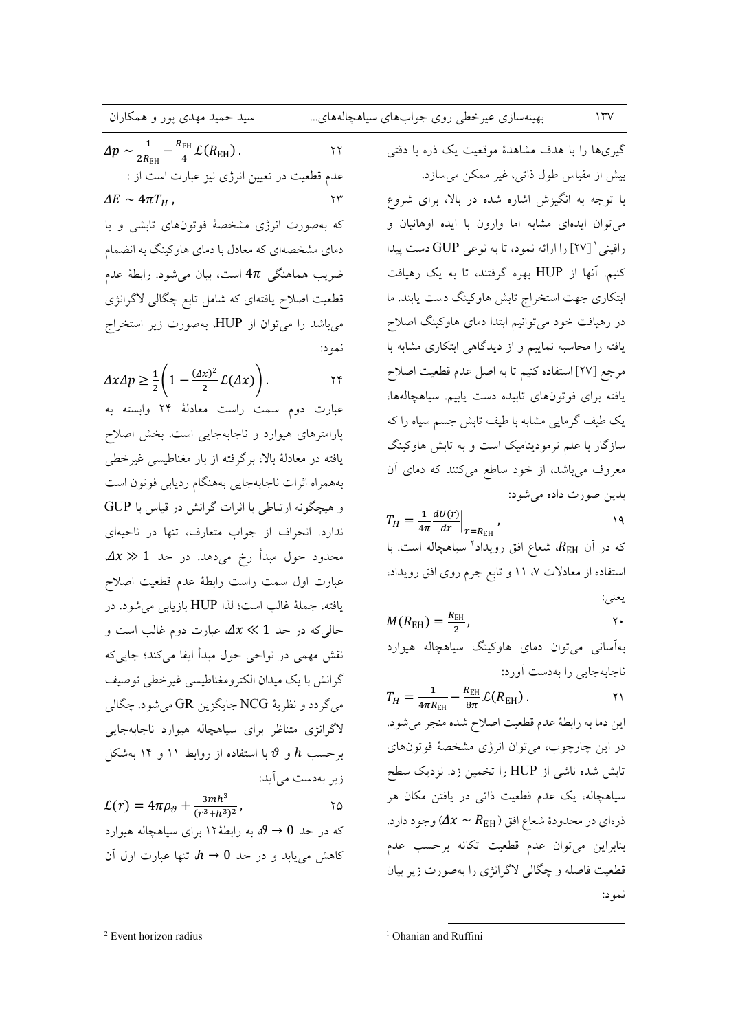گیری‌ها را با هدف مشاهدهٔ موقعیت یک ذره با دقتی بیش از مقیاس طول ذاتی، غیر ممکن می‌سازد.

با توجه به انگیزش اشاره شده در بالا، برای شروع می‌توان ایده‌ای مشابه اما وارون با ایده اوهانیان و رافینی[1] [۲۷] را ارائه نمود، تا به نوعی GUP دست پیدا کنیم. آنها از HUP بهره گرفتند، تا به یک رهیافت ابتکاری جهت استخراج تابش هاوکینگ دست یابند. ما در رهیافت خود می‌توانیم ابتدا دمای هاوکینگ اصلاح یافته را محاسبه نماییم و از دیدگاهی ابتکاری مشابه با مرجع [۲۷] استفاده کنیم تا به اصل عدم قطعیت اصلاح یافته برای فوتون‌های تابیده دست یابیم. سیاهچاله‌ها، یک طیف گرمایی مشابه با طیف تابش جسم سیاه را که سازگار با علم ترمودینامیک است و به تابش هاوکینگ معروف می‌باشد، از خود ساطع می‌کنند که دمای آن بدین صورت داده می‌شود:

$$T_H = \frac{1}{4\pi}\frac{dU(r)}{dr}\Big|_{r=R_{\rm EH}}, \qquad ۱۹$$

که در آن $R_{\rm EH}$، شعاع افق رویداد[2] سیاهچاله است. با استفاده از معادلات ۷، ۱۱ و تابع جرم روی افق رویداد، یعنی:

$$M(R_{\rm EH}) = \frac{R_{\rm EH}}{2}, \qquad ۲۰$$

به‌آسانی می‌توان دمای هاوکینگ سیاهچاله هیوارد ناجابه‌جایی را به‌دست آورد:

$$T_H = \frac{1}{4\pi R_{\rm EH}} - \frac{R_{\rm EH}}{8\pi}\mathcal{L}(R_{\rm EH}). \qquad ۲۱$$

این دما به رابطهٔ عدم قطعیت اصلاح شده منجر می‌شود. در این چارچوب، می‌توان انرژی مشخصهٔ فوتون‌های تابش شده ناشی از HUP را تخمین زد. نزدیک سطح سیاهچاله، یک عدم قطعیت ذاتی در یافتن مکان هر ذره‌ای در محدودهٔ شعاع افق ($\Delta x \sim R_{\rm EH}$) وجود دارد. بنابراین می‌توان عدم قطعیت تکانه برحسب عدم قطعیت فاصله و چگالی لاگرانژی را به‌صورت زیر بیان نمود:

$$\Delta p \sim \frac{1}{2R_{\rm EH}} - \frac{R_{\rm EH}}{4}\mathcal{L}(R_{\rm EH}). \qquad ۲۲$$

عدم قطعیت در تعیین انرژی نیز عبارت است از :

$$\Delta E \sim 4\pi T_H, \qquad ۲۳$$

که به‌صورت انرژی مشخصهٔ فوتون‌های تابشی و یا دمای مشخصه‌ای که معادل با دمای هاوکینگ به انضمام ضریب هماهنگی $4\pi$ است، بیان می‌شود. رابطهٔ عدم قطعیت اصلاح یافته‌ای که شامل تابع چگالی لاگرانژی می‌باشد را می‌توان از HUP، به‌صورت زیر استخراج نمود:

$$\Delta x \Delta p \geq \frac{1}{2}\left(1 - \frac{(\Delta x)^2}{2}\mathcal{L}(\Delta x)\right). \qquad ۲۴$$

عبارت دوم سمت راست معادلهٔ ۲۴ وابسته به پارامترهای هیوارد و ناجابه‌جایی است. بخش اصلاح یافته در معادلهٔ بالا، برگرفته از بار مغناطیسی غیرخطی به‌همراه اثرات ناجابه‌جایی به‌هنگام ردیابی فوتون است و هیچگونه ارتباطی با اثرات گرانش در قیاس با GUP ندارد. انحراف از جواب متعارف، تنها در ناحیه‌ای محدود حول مبدأ رخ می‌دهد. در حد $\Delta x \gg 1$ عبارت اول سمت راست رابطهٔ عدم قطعیت اصلاح یافته، جملهٔ غالب است؛ لذا HUP بازیابی می‌شود. در حالی‌که در حد $\Delta x \ll 1$، عبارت دوم غالب است و نقش مهمی در نواحی حول مبدأ ایفا می‌کند؛ جایی‌که گرانش با یک میدان الکترومغناطیسی غیرخطی توصیف می‌گردد و نظریهٔ NCG جایگزین GR می‌شود. چگالی لاگرانژی متناظر برای سیاهچاله هیوارد ناجابه‌جایی برحسب $h$ و $\vartheta$ با استفاده از روابط ۱۱ و ۱۴ به‌شکل زیر به‌دست می‌آید:

$$\mathcal{L}(r) = 4\pi\rho_\vartheta + \frac{3mh^3}{(r^3+h^3)^2}, \qquad ۲۵$$

که در حد $\vartheta \to 0$، به رابطهٔ۱۲ برای سیاهچاله هیوارد کاهش می‌یابد و در حد $h \to 0$، تنها عبارت اول آن

---

[1] Ohanian and Ruffini

[2] Event horizon radius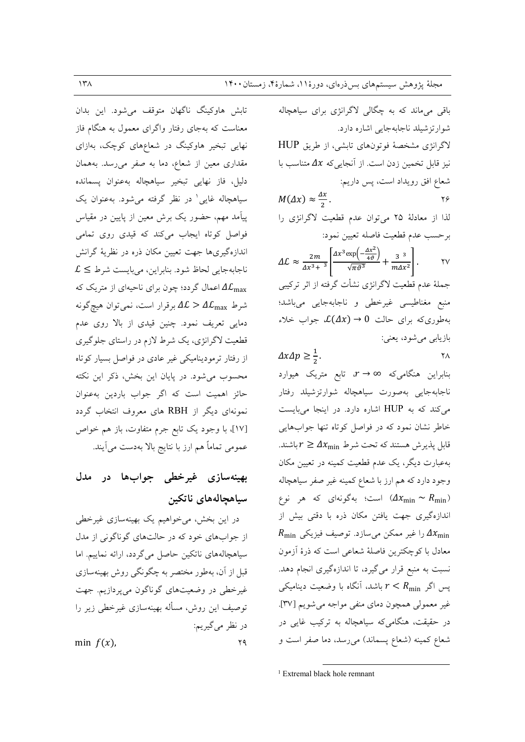باقی می‌ماند که به چگالی لاگرانژی برای سیاهچاله شوارتزشیلد ناجابه‌جایی اشاره دارد.

لاگرانژی مشخصهٔ فوتون‌های تابشی، از طریق HUP نیز قابل تخمین زدن است. از آنجایی‌که $\Delta x$ متناسب با شعاع افق رویداد است، پس داریم:

$$M(\Delta x) \approx \frac{\Delta x}{2}. \quad (26)$$

لذا از معادلهٔ ۲۵ می‌توان عدم قطعیت لاگرانژی را برحسب عدم قطعیت فاصله تعیین نمود:

$$\Delta \mathcal{L} \approx \frac{2m}{\Delta x^3 + {}^3}\left[\frac{\Delta x^3 \exp\left(-\frac{\Delta x^2}{4\vartheta}\right)}{\sqrt{\pi}\vartheta^3} + \frac{3\ {}^3}{m\Delta x^2}\right]. \quad (27)$$

جملهٔ عدم قطعیت لاگرانژی نشأت گرفته از اثر ترکیبی منبع مغناطیسی غیرخطی و ناجابه‌جایی می‌باشد؛ به‌طوری‌که برای حالت $\mathcal{L}(\Delta x) \to 0$ جواب خلاء بازیابی می‌شود، یعنی:

$$\Delta x \Delta p \geq \frac{1}{2}. \quad (28)$$

بنابراین هنگامی‌که $r \to \infty$، تابع متریک هیوارد ناجابه‌جایی به‌صورت سیاهچاله شوارتزشیلد رفتار می‌کند که به HUP اشاره دارد. در اینجا می‌بایست خاطر نشان نمود که در فواصل کوتاه تنها جواب‌هایی قابل پذیرش هستند که تحت شرط $r \geq \Delta x_{\min}$ باشند. به‌عبارت دیگر، یک عدم قطعیت کمینه در تعیین مکان وجود دارد که هم ارز با شعاع کمینه غیر صفر سیاهچاله ($\Delta x_{\min} \sim R_{\min}$) است؛ به‌گونه‌ای که هر نوع اندازه‌گیری جهت یافتن مکان ذره با دقتی بیش از $\Delta x_{\min}$ را غیر ممکن می‌سازد. توصیف فیزیکی $R_{\min}$ معادل با کوچکترین فاصلهٔ شعاعی است که ذرهٔ آزمون نسبت به منبع قرار می‌گیرد، تا اندازه‌گیری انجام دهد. پس اگر $r < R_{\min}$ باشد، آنگاه با وضعیت دینامیکی غیر معمولی همچون دمای منفی مواجه می‌شویم [37]. در حقیقت، هنگامی‌که سیاهچاله به ترکیب غایی در شعاع کمینه (شعاع پسماند) می‌رسد، دما صفر است و تابش هاوکینگ ناگهان متوقف می‌شود. این بدان معناست که به‌جای رفتار واگرای معمول به هنگام فاز نهایی تبخیر هاوکینگ در شعاع‌های کوچک، به‌ازای مقداری معین از شعاع، دما به صفر می‌رسد. به‌همان دلیل، فاز نهایی تبخیر سیاهچاله به‌عنوان پسمانده سیاهچاله غایی[1] در نظر گرفته می‌شود. به‌عنوان یک پیآمد مهم، حضور یک برش معین از پایین در مقیاس فواصل کوتاه ایجاب می‌کند که قیدی روی تمامی اندازه‌گیری‌ها جهت تعیین مکان ذره در نظریهٔ گرانش ناجابه‌جایی لحاظ شود. بنابراین، می‌بایست شرط $\mathcal{L} \leq \Delta \mathcal{L}_{\max}$ اعمال گردد؛ چون برای ناحیه‌ای از متریک که شرط $\Delta \mathcal{L} > \Delta \mathcal{L}_{\max}$ برقرار است، نمی‌توان هیچ‌گونه دمایی تعریف نمود. چنین قیدی از بالا روی عدم قطعیت لاگرانژی، یک شرط لازم در راستای جلوگیری از رفتار ترمودینامیکی غیر عادی در فواصل بسیار کوتاه محسوب می‌شود. در پایان این بخش، ذکر این نکته حائز اهمیت است که اگر جواب باردین به‌عنوان نمونه‌ای دیگر از RBH های معروف انتخاب گردد [17]، با وجود یک تابع جرم متفاوت، باز هم خواص عمومی تماماً هم ارز با نتایج بالا به‌دست می‌آیند.

## بهینه‌سازی غیرخطی جواب‌ها در مدل سیاهچاله‌های ناتکین

در این بخش، می‌خواهیم یک بهینه‌سازی غیرخطی از جواب‌های خود که در حالت‌های گوناگونی از مدل سیاهچاله‌های ناتکین حاصل می‌گردد، ارائه نماییم. اما قبل از آن، به‌طور مختصر به چگونگی روش بهینه‌سازی غیرخطی در وضعیت‌های گوناگون می‌پردازیم. جهت توصیف این روش، مسأله بهینه‌سازی غیرخطی زیر را در نظر می‌گیریم:

$$\min\ f(x), \quad (29)$$

[1] Extremal black hole remnant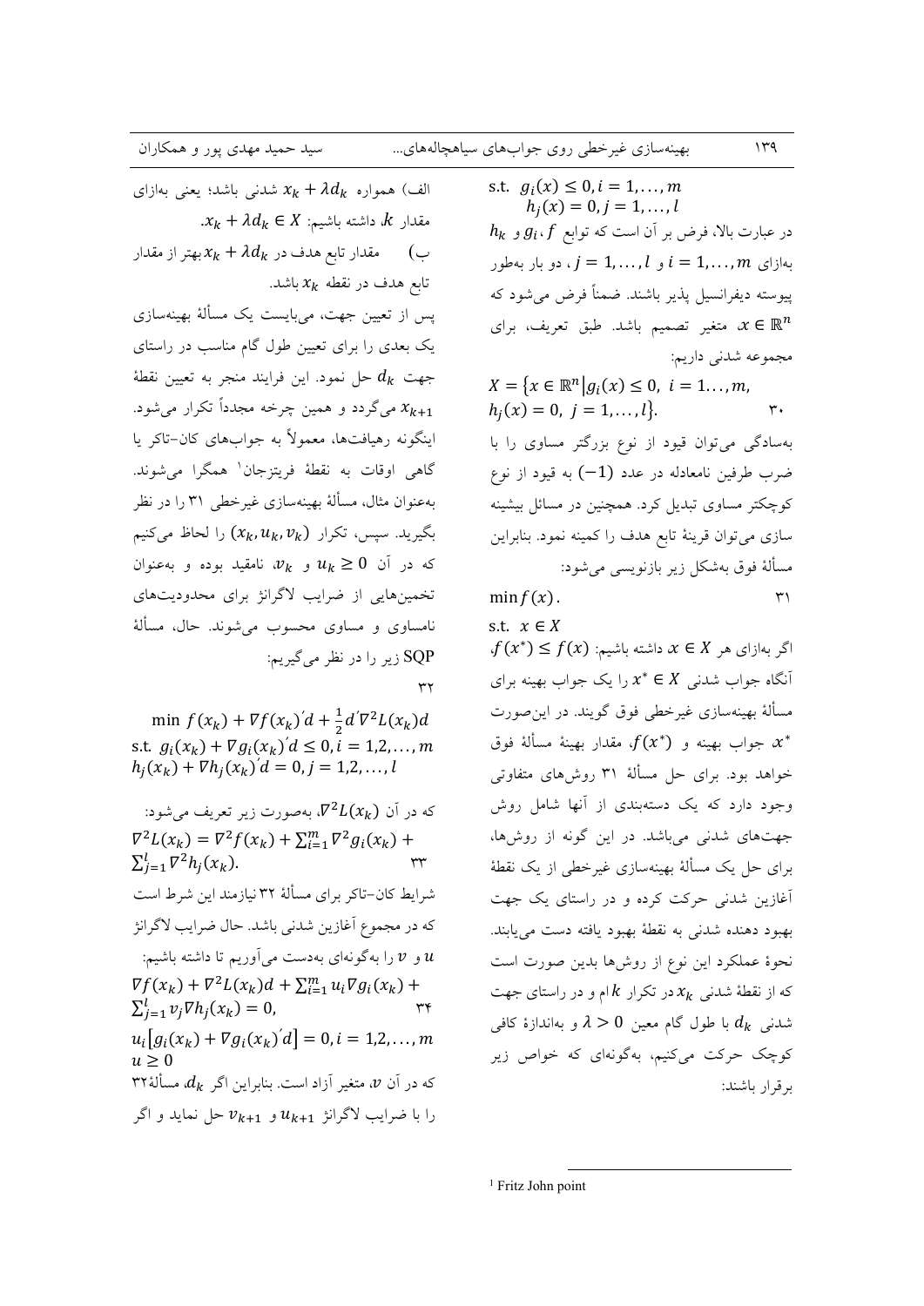$$
\begin{aligned}
\text{s.t. } & g_i(x) \le 0, i = 1,\dots,m \\
& h_j(x) = 0, j = 1,\dots,l
\end{aligned}
$$

در عبارت بالا، فرض بر آن است که توابع $f$، $g_i$ و $h_k$ به‌ازای $i = 1,\dots,m$ و $j = 1,\dots,l$، دو بار به‌طور پیوسته دیفرانسیل پذیر باشند. ضمناً فرض می‌شود که $x \in \mathbb{R}^n$ متغیر تصمیم باشد. طبق تعریف، برای مجموعه شدنی داریم:

$$
X = \{x \in \mathbb{R}^n | g_i(x) \le 0,\ i = 1\dots,m,\ h_j(x) = 0,\ j = 1,\dots,l\}. \tag{۳۰}
$$

به‌سادگی می‌توان قیود از نوع بزرگتر مساوی را با ضرب طرفین نامعادله در عدد $(-1)$ به قیود از نوع کوچکتر مساوی تبدیل کرد. همچنین در مسائل بیشینه سازی می‌توان قرینهٔ تابع هدف را کمینه نمود. بنابراین مسألهٔ فوق به‌شکل زیر بازنویسی می‌شود:

$$
\begin{aligned}
& \min f(x). \\
& \text{s.t. } x \in X
\end{aligned} \tag{۳۱}
$$

اگر به‌ازای هر $x \in X$ داشته باشیم: $f(x^*) \le f(x)$، آنگاه جواب شدنی $x^* \in X$ را یک جواب بهینه برای مسألهٔ بهینه‌سازی غیرخطی فوق گویند. در این‌صورت $x^*$ جواب بهینه و $f(x^*)$، مقدار بهینهٔ مسألهٔ فوق خواهد بود. برای حل مسألهٔ ۳۱ روش‌های متفاوتی وجود دارد که یک دسته‌بندی از آنها شامل روش جهت‌های شدنی می‌باشد. در این گونه از روش‌ها، برای حل یک مسألهٔ بهینه‌سازی غیرخطی از یک نقطهٔ آغازین شدنی حرکت کرده و در راستای یک جهت بهبود دهنده شدنی به نقطهٔ بهبود یافته دست می‌یابند. نحوهٔ عملکرد این نوع از روش‌ها بدین صورت است که از نقطهٔ شدنی $x_k$ در تکرار $k$ام و در راستای جهت شدنی $d_k$ با طول گام معین $\lambda > 0$ و به‌اندازهٔ کافی کوچک حرکت می‌کنیم، به‌گونه‌ای که خواص زیر برقرار باشند:

الف) همواره $x_k + \lambda d_k$ شدنی باشد؛ یعنی به‌ازای مقدار $\lambda$، داشته باشیم: $x_k + \lambda d_k \in X$.

ب) مقدار تابع هدف در $x_k + \lambda d_k$ بهتر از مقدار تابع هدف در نقطه $x_k$ باشد.

پس از تعیین جهت، می‌بایست یک مسألهٔ بهینه‌سازی یک بعدی را برای تعیین طول گام مناسب در راستای جهت $d_k$ حل نمود. این فرایند منجر به تعیین نقطهٔ $x_{k+1}$ می‌گردد و همین چرخه مجدداً تکرار می‌شود. اینگونه رهیافت‌ها، معمولاً به جواب‌های کان-تاکر یا گاهی اوقات به نقطهٔ فریتزجان[1] همگرا می‌شوند. به‌عنوان مثال، مسألهٔ بهینه‌سازی غیرخطی ۳۱ را در نظر بگیرید. سپس، تکرار $(x_k, u_k, v_k)$ را لحاظ می‌کنیم که در آن $u_k \ge 0$ و $v_k$، نامقید بوده و به‌عنوان تخمین‌هایی از ضرایب لاگرانژ برای محدودیت‌های نامساوی و مساوی محسوب می‌شوند. حال، مسألهٔ SQP زیر را در نظر می‌گیریم:

$$
\begin{aligned}
& \min\ f(x_k) + \nabla f(x_k)' d + \tfrac{1}{2} d' \nabla^2 L(x_k) d \\
& \text{s.t. } g_i(x_k) + \nabla g_i(x_k)' d \le 0, i = 1,2,\dots,m \\
& h_j(x_k) + \nabla h_j(x_k)' d = 0, j = 1,2,\dots,l
\end{aligned} \tag{۳۲}
$$

که در آن $\nabla^2 L(x_k)$، به‌صورت زیر تعریف می‌شود:

$$
\nabla^2 L(x_k) = \nabla^2 f(x_k) + \textstyle\sum_{i=1}^{m} \nabla^2 g_i(x_k) + \sum_{j=1}^{l} \nabla^2 h_j(x_k). \tag{۳۳}
$$

شرایط کان-تاکر برای مسألهٔ ۳۲ نیازمند این شرط است که در مجموع آغازین شدنی باشد. حال ضرایب لاگرانژ $u$ و $v$ را به‌گونه‌ای به‌دست می‌آوریم تا داشته باشیم:

$$
\begin{aligned}
& \nabla f(x_k) + \nabla^2 L(x_k) d + \textstyle\sum_{i=1}^{m} u_i \nabla g_i(x_k) + \sum_{j=1}^{l} v_j \nabla h_j(x_k) = 0, \\
& u_i [g_i(x_k) + \nabla g_i(x_k)' d] = 0, i = 1,2,\dots,m \\
& u \ge 0
\end{aligned} \tag{۳۴}
$$

که در آن $v$، متغیر آزاد است. بنابراین اگر $d_k$، مسألهٔ ۳۲ را با ضرایب لاگرانژ $u_{k+1}$ و $v_{k+1}$ حل نماید و اگر

[1] Fritz John point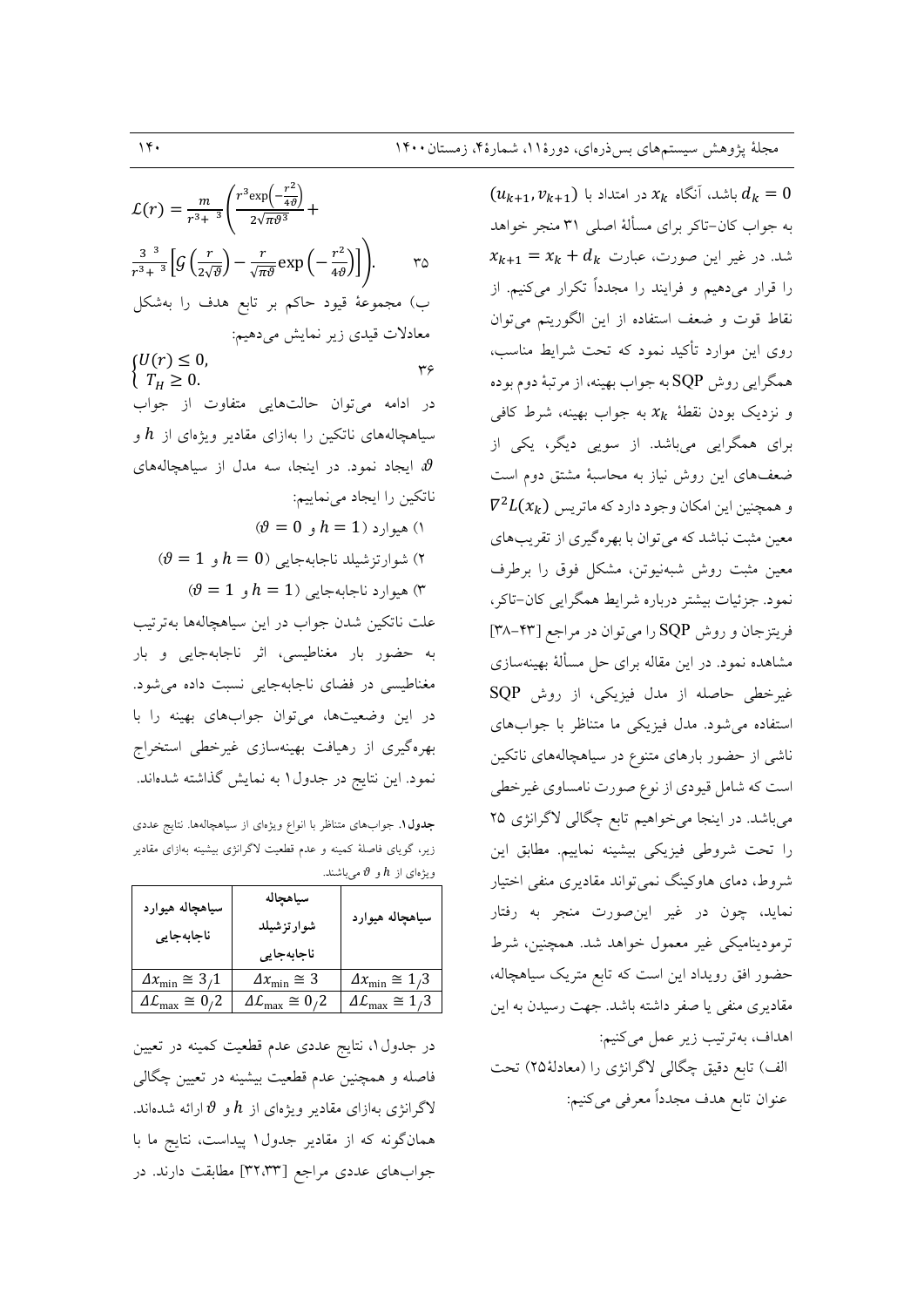باشد، آنگاه $x_k$ در امتداد با $(u_{k+1}, v_{k+1})$ $d_k = 0$ به جواب کان–تاکر برای مسألهٔ اصلی ۳۱ منجر خواهد شد. در غیر این صورت، عبارت $x_{k+1} = x_k + d_k$ را قرار می‌دهیم و فرایند را مجدداً تکرار می‌کنیم. از نقاط قوت و ضعف استفاده از این الگوریتم می‌توان روی این موارد تأکید نمود که تحت شرایط مناسب، همگرایی روش SQP به جواب بهینه، از مرتبهٔ دوم بوده و نزدیک بودن نقطهٔ $x_k$ به جواب بهینه، شرط کافی برای همگرایی می‌باشد. از سویی دیگر، یکی از ضعف‌های این روش نیاز به محاسبهٔ مشتق دوم است و همچنین این امکان وجود دارد که ماتریس $\nabla^2 L(x_k)$ معین مثبت نباشد که می‌توان با بهره‌گیری از تقریب‌های معین مثبت روش شبه‌نیوتن، مشکل فوق را برطرف نمود. جزئیات بیشتر درباره شرایط همگرایی کان–تاکر، فریتزجان و روش SQP را می‌توان در مراجع [۴۳-۳۸] مشاهده نمود. در این مقاله برای حل مسألهٔ بهینه‌سازی غیرخطی حاصله از مدل فیزیکی، از روش SQP استفاده می‌شود. مدل فیزیکی ما متناظر با جواب‌های ناشی از حضور بارهای متنوع در سیاهچاله‌های ناتکین است که شامل قیودی از نوع صورت نامساوی غیرخطی می‌باشد. در اینجا می‌خواهیم تابع چگالی لاگرانژی ۲۵ را تحت شروطی فیزیکی بیشینه نماییم. مطابق این شروط، دمای هاوکینگ نمی‌تواند مقادیری منفی اختیار نماید، چون در غیر این‌صورت منجر به رفتار ترمودینامیکی غیر معمول خواهد شد. همچنین، شرط حضور افق رویداد این است که تابع متریک سیاهچاله، مقادیری منفی یا صفر داشته باشد. جهت رسیدن به این اهداف، به‌ترتیب زیر عمل می‌کنیم:

الف) تابع دقیق چگالی لاگرانژی را (معادلهٔ۲۵) تحت عنوان تابع هدف مجدداً معرفی می‌کنیم:

$$\mathcal{L}(r) = \frac{m}{r^3 + {}^3}\left(\frac{r^3 \exp\left(-\frac{r^2}{4\vartheta}\right)}{2\sqrt{\pi}\vartheta^3} + \frac{3\ {}^3}{r^3 + {}^3}\left[\mathcal{G}\left(\frac{r}{2\sqrt{\vartheta}}\right) - \frac{r}{\sqrt{\pi\vartheta}}\exp\left(-\frac{r^2}{4\vartheta}\right)\right]\right). \quad ۳۵$$

ب) مجموعهٔ قیود حاکم بر تابع هدف را به‌شکل معادلات قیدی زیر نمایش می‌دهیم:

$$\begin{cases} U(r) \leq 0, \\ T_H \geq 0. \end{cases} \quad ۳۶$$

در ادامه می‌توان حالت‌هایی متفاوت از جواب سیاهچاله‌های ناتکین را به‌ازای مقادیر ویژه‌ای از $h$ و $\vartheta$ ایجاد نمود. در اینجا، سه مدل از سیاهچاله‌های ناتکین را ایجاد می‌نماییم:

۱) هیوارد ($h = 1$ و $\vartheta = 0$)

۲) شوارتزشیلد ناجابه‌جایی ($h = 0$ و $\vartheta = 1$)

۳) هیوارد ناجابه‌جایی ($h = 1$ و $\vartheta = 1$)

علت ناتکین شدن جواب در این سیاهچاله‌ها به‌ترتیب به حضور بار مغناطیسی، اثر ناجابه‌جایی و بار مغناطیسی در فضای ناجابه‌جایی نسبت داده می‌شود. در این وضعیت‌ها، می‌توان جواب‌های بهینه را با بهره‌گیری از رهیافت بهینه‌سازی غیرخطی استخراج نمود. این نتایج در جدول۱ به نمایش گذاشته شده‌اند.

**جدول۱.** جواب‌های متناظر با انواع ویژه‌ای از سیاهچاله‌ها. نتایج عددی زیر، گویای فاصلهٔ کمینه و عدم قطعیت لاگرانژی بیشینه به‌ازای مقادیر ویژه‌ای از $h$ و $\vartheta$ می‌باشند.

| سیاهچاله هیوارد | سیاهچاله شوارتزشیلد ناجابه‌جایی | سیاهچاله هیوارد ناجابه‌جایی |
|---|---|---|
| $\Delta x_{\min} \cong 1/3$ | $\Delta x_{\min} \cong 3$ | $\Delta x_{\min} \cong 3/1$ |
| $\Delta \mathcal{L}_{\max} \cong 1/3$ | $\Delta \mathcal{L}_{\max} \cong 0/2$ | $\Delta \mathcal{L}_{\max} \cong 0/2$ |

در جدول۱، نتایج عددی عدم قطعیت کمینه در تعیین فاصله و همچنین عدم قطعیت بیشینه در تعیین چگالی لاگرانژی به‌ازای مقادیر ویژه‌ای از $h$ و $\vartheta$ ارائه شده‌اند. همان‌گونه که از مقادیر جدول۱ پیداست، نتایج ما با جواب‌های عددی مراجع [۳۲،۳۳] مطابقت دارند. در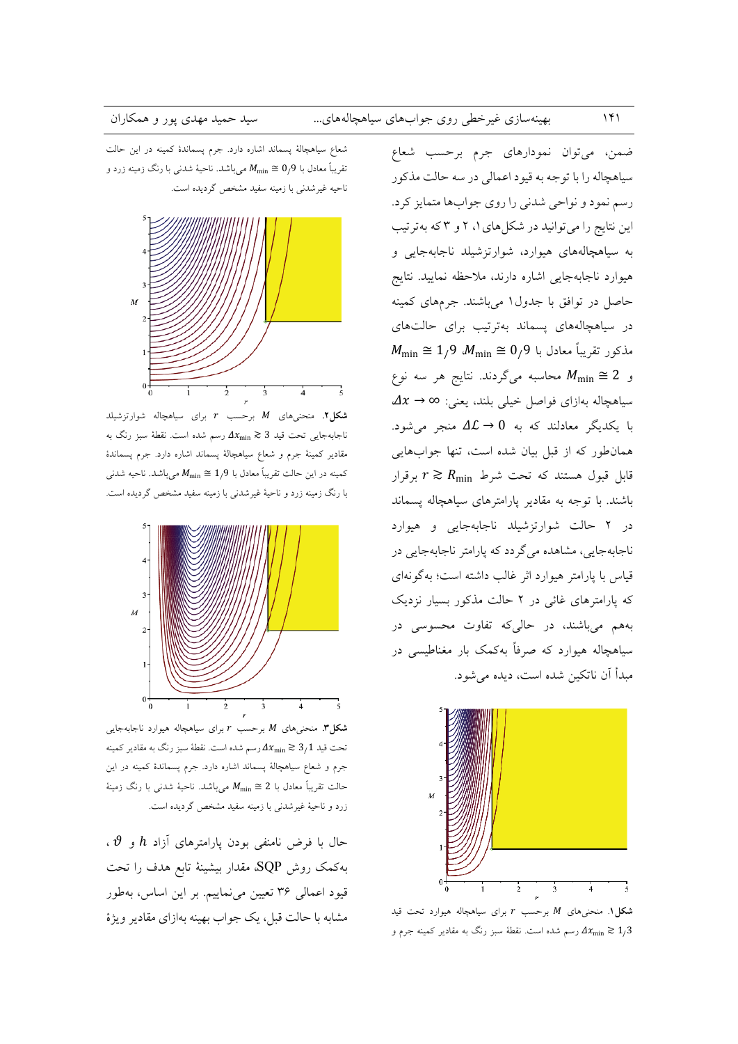ضمن، می‌توان نمودارهای جرم برحسب شعاع سیاهچاله را با توجه به قیود اعمالی در سه حالت مذکور رسم نمود و نواحی شدنی را روی جواب‌ها متمایز کرد. این نتایج را می‌توانید در شکل‌های ۱، ۲ و ۳ که به‌ترتیب به سیاهچاله‌های هیوارد، شوارتزشیلد ناجابه‌جایی و هیوارد ناجابه‌جایی اشاره دارند، ملاحظه نمایید. نتایج حاصل در توافق با جدول۱ می‌باشند. جرم‌های کمینه در سیاهچاله‌های پسماند به‌ترتیب برای حالت‌های مذکور تقریباً معادل با $M_{\min} \cong 1/9$ ،$M_{\min} \cong 0/9$ و $M_{\min} \cong 2$ محاسبه می‌گردند. نتایج هر سه نوع سیاهچاله به‌ازای فواصل خیلی بلند، یعنی: $\Delta x \to \infty$ با یکدیگر معادلند که به $\Delta\mathcal{L} \to 0$ منجر می‌شود. همان‌طور که از قبل بیان شده است، تنها جواب‌هایی قابل قبول هستند که تحت شرط $r \gtrsim R_{\min}$ برقرار باشند. با توجه به مقادیر پارامترهای سیاهچاله پسماند در ۲ حالت شوارتزشیلد ناجابه‌جایی و هیوارد ناجابه‌جایی، مشاهده می‌گردد که پارامتر ناجابه‌جایی در قیاس با پارامتر هیوارد اثر غالب داشته است؛ به‌گونه‌ای که پارامترهای غائی در ۲ حالت مذکور بسیار نزدیک به‌هم می‌باشند، در حالی‌که تفاوت محسوسی در سیاهچاله هیوارد که صرفاً به‌کمک بار مغناطیسی در مبدأ آن ناتکین شده است، دیده می‌شود.

**شکل۱.** منحنی‌های $M$ برحسب $r$ برای سیاهچاله هیوارد تحت قید $\Delta x_{\min} \gtrsim 1/3$ رسم شده است. نقطهٔ سبز رنگ به مقادیر کمینه جرم و شعاع سیاهچالهٔ پسماند اشاره دارد. جرم پسماندهٔ کمینه در این حالت تقریباً معادل با $M_{\min} \cong 0/9$ می‌باشد. ناحیهٔ شدنی با رنگ زمینه زرد و ناحیه غیرشدنی با زمینه سفید مشخص گردیده است.

**شکل۲.** منحنی‌های $M$ برحسب $r$ برای سیاهچاله شوارتزشیلد ناجابه‌جایی تحت قید $\Delta x_{\min} \gtrsim 3$ رسم شده است. نقطهٔ سبز رنگ به مقادیر کمینهٔ جرم و شعاع سیاهچالهٔ پسماند اشاره دارد. جرم پسماندهٔ کمینه در این حالت تقریباً معادل با $M_{\min} \cong 1/9$ می‌باشد. ناحیه شدنی با رنگ زمینه زرد و ناحیهٔ غیرشدنی با زمینه سفید مشخص گردیده است.

**شکل۳.** منحنی‌های $M$ برحسب $r$ برای سیاهچاله هیوارد ناجابه‌جایی تحت قید $\Delta x_{\min} \gtrsim 3/1$ رسم شده است. نقطهٔ سبز رنگ به مقادیر کمینه جرم و شعاع سیاهچالهٔ پسماند اشاره دارد. جرم پسماندهٔ کمینه در این حالت تقریباً معادل با $M_{\min} \cong 2$ می‌باشد. ناحیهٔ شدنی با رنگ زمینهٔ زرد و ناحیهٔ غیرشدنی با زمینه سفید مشخص گردیده است.

حال با فرض نامنفی بودن پارامترهای آزاد $h$ و $\vartheta$، به‌کمک روش SQP، مقدار بیشینهٔ تابع هدف را تحت قیود اعمالی ۳۶ تعیین می‌نماییم. بر این اساس، به‌طور مشابه با حالت قبل، یک جواب بهینه به‌ازای مقادیر ویژهٔ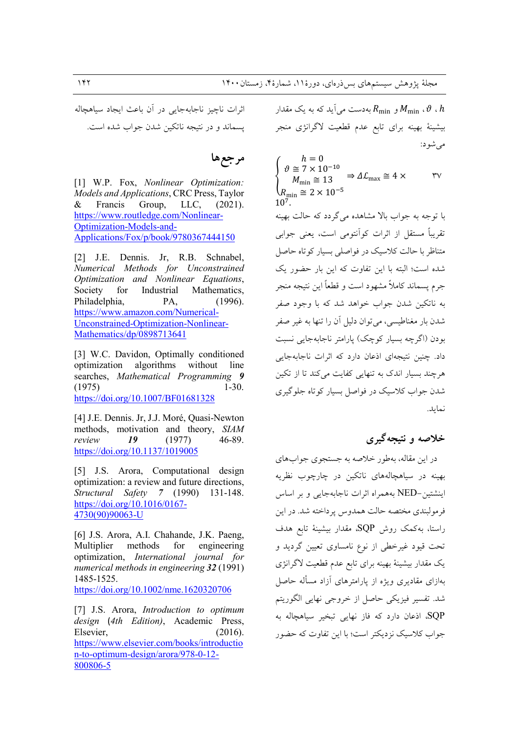$h$، $\vartheta$، $M_{\min}$ و $R_{\min}$ به‌دست می‌آید که به یک مقدار بیشینهٔ بهینه برای تابع عدم قطعیت لاگرانژی منجر می‌شود:

$$\begin{cases} h = 0 \\ \vartheta \cong 7 \times 10^{-10} \\ M_{\min} \cong 13 \\ R_{\min} \cong 2 \times 10^{-5} \end{cases} \Rightarrow \Delta\mathcal{L}_{\max} \cong 4 \times 10^{7}. \qquad (۳۷)$$

با توجه به جواب بالا مشاهده می‌گردد که حالت بهینه تقریباً مستقل از اثرات کوآنتومی است، یعنی جوابی متناظر با حالت کلاسیک در فواصلی بسیار کوتاه حاصل شده است؛ البته با این تفاوت که این بار حضور یک جرم پسماند کاملاً مشهود است و قطعاً این نتیجه منجر به ناتکین شدن جواب خواهد شد که با وجود صفر شدن بار مغناطیسی، می‌توان دلیل آن را تنها به غیر صفر بودن (اگرچه بسیار کوچک) پارامتر ناجابه‌جایی نسبت داد. چنین نتیجه‌ای اذعان دارد که اثرات ناجابه‌جایی هرچند بسیار اندک به تنهایی کفایت می‌کند تا از تکین شدن جواب کلاسیک در فواصل بسیار کوتاه جلوگیری نماید.

## خلاصه و نتیجه‌گیری

در این مقاله، به‌طور خلاصه به جستجوی جواب‌های بهینه در سیاهچاله‌های ناتکین در چارچوب نظریه اینشتین–NED به‌همراه اثرات ناجابه‌جایی و بر اساس فرمولبندی مختصه حالت همدوس پرداخته شد. در این راستا، به‌کمک روش SQP، مقدار بیشینهٔ تابع هدف تحت قیود غیرخطی از نوع نامساوی تعیین گردید و یک مقدار بیشینهٔ بهینه برای تابع عدم قطعیت لاگرانژی به‌ازای مقادیری ویژه از پارامترهای آزاد مسأله حاصل شد. تفسیر فیزیکی حاصل از خروجی نهایی الگوریتم SQP، اذعان دارد که فاز نهایی تبخیر سیاهچاله به جواب کلاسیک نزدیکتر است؛ با این تفاوت که حضور اثرات ناچیز ناجابه‌جایی در آن باعث ایجاد سیاهچاله پسماند و در نتیجه ناتکین شدن جواب شده است.

## مرجع‌ها

[1] W.P. Fox, *Nonlinear Optimization: Models and Applications*, CRC Press, Taylor & Francis Group, LLC, (2021). https://www.routledge.com/Nonlinear-Optimization-Models-and-Applications/Fox/p/book/9780367444150

[2] J.E. Dennis. Jr, R.B. Schnabel, *Numerical Methods for Unconstrained Optimization and Nonlinear Equations*, Society for Industrial Mathematics, Philadelphia, PA, (1996). https://www.amazon.com/Numerical-Unconstrained-Optimization-Nonlinear-Mathematics/dp/0898713641

[3] W.C. Davidon, Optimally conditioned optimization algorithms without line searches, *Mathematical Programming* ***9*** (1975) 1-30. https://doi.org/10.1007/BF01681328

[4] J.E. Dennis. Jr, J.J. Moré, Quasi-Newton methods, motivation and theory, *SIAM review* ***19*** (1977) 46-89. https://doi.org/10.1137/1019005

[5] J.S. Arora, Computational design optimization: a review and future directions, *Structural Safety* *7* (1990) 131-148. https://doi.org/10.1016/0167-4730(90)90063-U

[6] J.S. Arora, A.I. Chahande, J.K. Paeng, Multiplier methods for engineering optimization, *International journal for numerical methods in engineering* ***32*** (1991) 1485-1525. https://doi.org/10.1002/nme.1620320706

[7] J.S. Arora, *Introduction to optimum design* (*4th Edition*), Academic Press, Elsevier, (2016). https://www.elsevier.com/books/introduction-to-optimum-design/arora/978-0-12-800806-5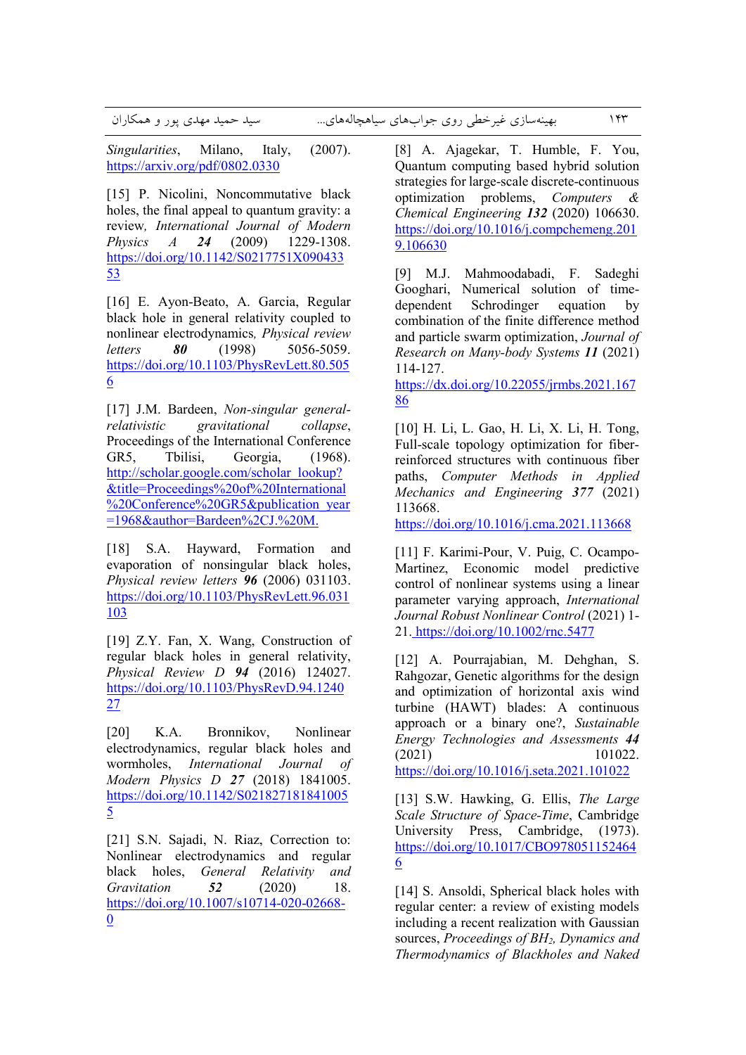[8] A. Ajagekar, T. Humble, F. You, Quantum computing based hybrid solution strategies for large-scale discrete-continuous optimization problems, *Computers & Chemical Engineering* ***132*** (2020) 106630. https://doi.org/10.1016/j.compchemeng.2019.106630

[9] M.J. Mahmoodabadi, F. Sadeghi Googhari, Numerical solution of time-dependent Schrodinger equation by combination of the finite difference method and particle swarm optimization, *Journal of Research on Many-body Systems* ***11*** (2021) 114-127. https://dx.doi.org/10.22055/jrmbs.2021.16786

[10] H. Li, L. Gao, H. Li, X. Li, H. Tong, Full-scale topology optimization for fiber-reinforced structures with continuous fiber paths, *Computer Methods in Applied Mechanics and Engineering* ***377*** (2021) 113668. https://doi.org/10.1016/j.cma.2021.113668

[11] F. Karimi-Pour, V. Puig, C. Ocampo-Martinez, Economic model predictive control of nonlinear systems using a linear parameter varying approach, *International Journal Robust Nonlinear Control* (2021) 1-21. https://doi.org/10.1002/rnc.5477

[12] A. Pourrajabian, M. Dehghan, S. Rahgozar, Genetic algorithms for the design and optimization of horizontal axis wind turbine (HAWT) blades: A continuous approach or a binary one?, *Sustainable Energy Technologies and Assessments* ***44*** (2021) 101022. https://doi.org/10.1016/j.seta.2021.101022

[13] S.W. Hawking, G. Ellis, *The Large Scale Structure of Space-Time*, Cambridge University Press, Cambridge, (1973). https://doi.org/10.1017/CBO9780511524646

[14] S. Ansoldi, Spherical black holes with regular center: a review of existing models including a recent realization with Gaussian sources, *Proceedings of BH$_2$, Dynamics and Thermodynamics of Blackholes and Naked Singularities*, Milano, Italy, (2007). https://arxiv.org/pdf/0802.0330

[15] P. Nicolini, Noncommutative black holes, the final appeal to quantum gravity: a review, *International Journal of Modern Physics A* ***24*** (2009) 1229-1308. https://doi.org/10.1142/S0217751X09043353

[16] E. Ayon-Beato, A. Garcia, Regular black hole in general relativity coupled to nonlinear electrodynamics, *Physical review letters* ***80*** (1998) 5056-5059. https://doi.org/10.1103/PhysRevLett.80.5056

[17] J.M. Bardeen, *Non-singular general-relativistic gravitational collapse*, Proceedings of the International Conference GR5, Tbilisi, Georgia, (1968). http://scholar.google.com/scholar_lookup?&title=Proceedings%20of%20International%20Conference%20GR5&publication_year=1968&author=Bardeen%2CJ.%20M.

[18] S.A. Hayward, Formation and evaporation of nonsingular black holes, *Physical review letters* ***96*** (2006) 031103. https://doi.org/10.1103/PhysRevLett.96.031103

[19] Z.Y. Fan, X. Wang, Construction of regular black holes in general relativity, *Physical Review D* ***94*** (2016) 124027. https://doi.org/10.1103/PhysRevD.94.124027

[20] K.A. Bronnikov, Nonlinear electrodynamics, regular black holes and wormholes, *International Journal of Modern Physics D* ***27*** (2018) 1841005. https://doi.org/10.1142/S0218271818410055

[21] S.N. Sajadi, N. Riaz, Correction to: Nonlinear electrodynamics and regular black holes, *General Relativity and Gravitation* ***52*** (2020) 18. https://doi.org/10.1007/s10714-020-02668-0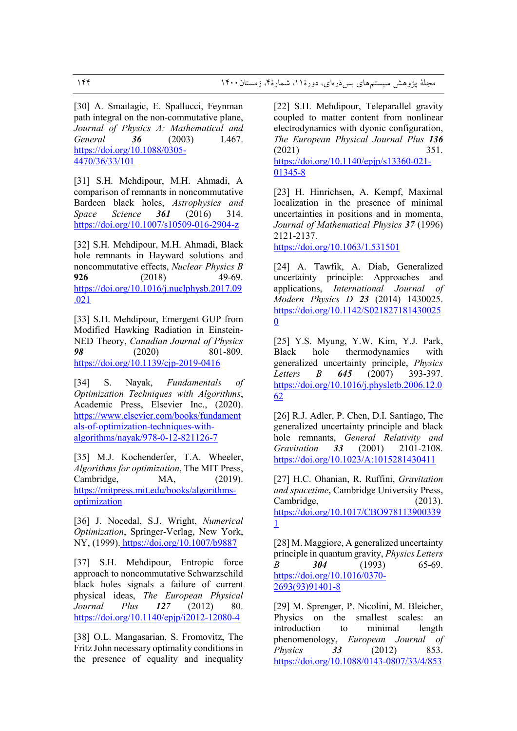[22] S.H. Mehdipour, Teleparallel gravity coupled to matter content from nonlinear electrodynamics with dyonic configuration, *The European Physical Journal Plus* ***136*** (2021) 351. https://doi.org/10.1140/epjp/s13360-021-01345-8

[23] H. Hinrichsen, A. Kempf, Maximal localization in the presence of minimal uncertainties in positions and in momenta, *Journal of Mathematical Physics* ***37*** (1996) 2121-2137. https://doi.org/10.1063/1.531501

[24] A. Tawfik, A. Diab, Generalized uncertainty principle: Approaches and applications, *International Journal of Modern Physics D* ***23*** (2014) 1430025. https://doi.org/10.1142/S0218271814300250

[25] Y.S. Myung, Y.W. Kim, Y.J. Park, Black hole thermodynamics with generalized uncertainty principle, *Physics Letters B* ***645*** (2007) 393-397. https://doi.org/10.1016/j.physletb.2006.12.062

[26] R.J. Adler, P. Chen, D.I. Santiago, The generalized uncertainty principle and black hole remnants, *General Relativity and Gravitation* ***33*** (2001) 2101-2108. https://doi.org/10.1023/A:1015281430411

[27] H.C. Ohanian, R. Ruffini, *Gravitation and spacetime*, Cambridge University Press, Cambridge, (2013). https://doi.org/10.1017/CBO9781139003391

[28] M. Maggiore, A generalized uncertainty principle in quantum gravity, *Physics Letters B* ***304*** (1993) 65-69. https://doi.org/10.1016/0370-2693(93)91401-8

[29] M. Sprenger, P. Nicolini, M. Bleicher, Physics on the smallest scales: an introduction to minimal length phenomenology, *European Journal of Physics* ***33*** (2012) 853. https://doi.org/10.1088/0143-0807/33/4/853

[30] A. Smailagic, E. Spallucci, Feynman path integral on the non-commutative plane, *Journal of Physics A: Mathematical and General* ***36*** (2003) L467. https://doi.org/10.1088/0305-4470/36/33/101

[31] S.H. Mehdipour, M.H. Ahmadi, A comparison of remnants in noncommutative Bardeen black holes, *Astrophysics and Space Science* ***361*** (2016) 314. https://doi.org/10.1007/s10509-016-2904-z

[32] S.H. Mehdipour, M.H. Ahmadi, Black hole remnants in Hayward solutions and noncommutative effects, *Nuclear Physics B* **926** (2018) 49-69. https://doi.org/10.1016/j.nuclphysb.2017.09.021

[33] S.H. Mehdipour, Emergent GUP from Modified Hawking Radiation in Einstein-NED Theory, *Canadian Journal of Physics* ***98*** (2020) 801-809. https://doi.org/10.1139/cjp-2019-0416

[34] S. Nayak, *Fundamentals of Optimization Techniques with Algorithms*, Academic Press, Elsevier Inc., (2020). https://www.elsevier.com/books/fundamentals-of-optimization-techniques-with-algorithms/nayak/978-0-12-821126-7

[35] M.J. Kochenderfer, T.A. Wheeler, *Algorithms for optimization*, The MIT Press, Cambridge, MA, (2019). https://mitpress.mit.edu/books/algorithms-optimization

[36] J. Nocedal, S.J. Wright, *Numerical Optimization*, Springer-Verlag, New York, NY, (1999). https://doi.org/10.1007/b9887

[37] S.H. Mehdipour, Entropic force approach to noncommutative Schwarzschild black holes signals a failure of current physical ideas, *The European Physical Journal Plus* ***127*** (2012) 80. https://doi.org/10.1140/epjp/i2012-12080-4

[38] O.L. Mangasarian, S. Fromovitz, The Fritz John necessary optimality conditions in the presence of equality and inequality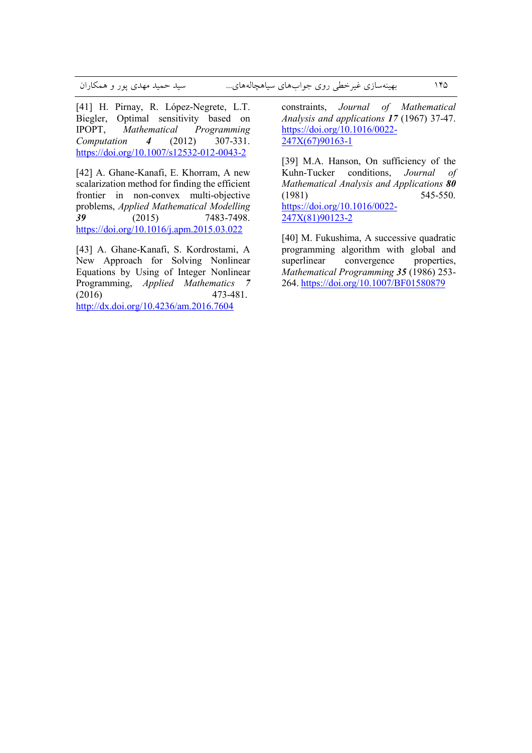[41] H. Pirnay, R. López-Negrete, L.T. Biegler, Optimal sensitivity based on IPOPT, *Mathematical Programming Computation* ***4*** (2012) 307-331. https://doi.org/10.1007/s12532-012-0043-2

[42] A. Ghane-Kanafi, E. Khorram, A new scalarization method for finding the efficient frontier in non-convex multi-objective problems, *Applied Mathematical Modelling* ***39*** (2015) 7483-7498. https://doi.org/10.1016/j.apm.2015.03.022

[43] A. Ghane-Kanafi, S. Kordrostami, A New Approach for Solving Nonlinear Equations by Using of Integer Nonlinear Programming, *Applied Mathematics* ***7*** (2016) 473-481. http://dx.doi.org/10.4236/am.2016.7604

constraints, *Journal of Mathematical Analysis and applications* ***17*** (1967) 37-47. https://doi.org/10.1016/0022-247X(67)90163-1

[39] M.A. Hanson, On sufficiency of the Kuhn-Tucker conditions, *Journal of Mathematical Analysis and Applications* ***80*** (1981) 545-550. https://doi.org/10.1016/0022-247X(81)90123-2

[40] M. Fukushima, A successive quadratic programming algorithm with global and superlinear convergence properties, *Mathematical Programming* ***35*** (1986) 253-264. https://doi.org/10.1007/BF01580879